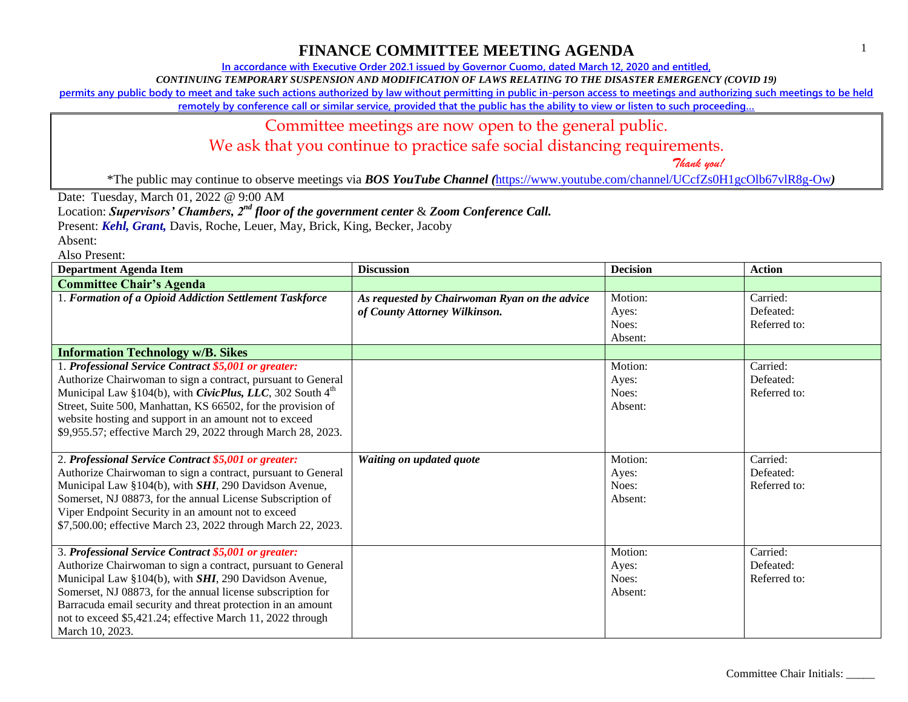# FINANCE COMMITTEE MEETING AGENDA

In accordance with Executive Order 202.1 issued by Governor Cuomo, dated March 12, 2020 and entitled,

*CONTINUING TEMPORARY SUSPENSION AND MODIFICATION OF LAWS RELATING TO THE DISASTER EMERGENCY (COVID 19)*

permits any public body to meet and take such actions authorized by law without permitting in public in-person access to meetings and authorizing such meetings to be held remotely by conference call or similar service, provided that the public has the ability to view or listen to such proceeding…

Committee meetings are now open to the general public.

We ask that you continue to practice safe social distancing requirements.

*Thank you!*

*The public may continue to observe meetings via ***BOS YouTube Channel (***https://www.youtube.com/channel/UCcfZs0H1gcOlb67vlR8g-Ow***)***

Date: Tuesday, March 01, 2022 @ 9:00 AM

Location: ***Supervisors' Chambers, 2nd floor of the government center*** & ***Zoom Conference Call.***

Present: ***Kehl, Grant,*** Davis, Roche, Leuer, May, Brick, King, Becker, Jacoby

Absent:

Also Present:

| Department Agenda Item | Discussion | Decision | Action |
|---|---|---|---|
| **Committee Chair's Agenda** | | | |
| 1. ***Formation of a Opioid Addiction Settlement Taskforce*** | ***As requested by Chairwoman Ryan on the advice of County Attorney Wilkinson.*** | Motion:<br>Ayes:<br>Noes:<br>Absent: | Carried:<br>Defeated:<br>Referred to: |
| **Information Technology w/B. Sikes** | | | |
| 1. ***Professional Service Contract $5,001 or greater:*** Authorize Chairwoman to sign a contract, pursuant to General Municipal Law §104(b), with ***CivicPlus, LLC***, 302 South 4th Street, Suite 500, Manhattan, KS 66502, for the provision of website hosting and support in an amount not to exceed $9,955.57; effective March 29, 2022 through March 28, 2023. | | Motion:<br>Ayes:<br>Noes:<br>Absent: | Carried:<br>Defeated:<br>Referred to: |
| 2. ***Professional Service Contract $5,001 or greater:*** Authorize Chairwoman to sign a contract, pursuant to General Municipal Law §104(b), with ***SHI***, 290 Davidson Avenue, Somerset, NJ 08873, for the annual License Subscription of Viper Endpoint Security in an amount not to exceed $7,500.00; effective March 23, 2022 through March 22, 2023. | ***Waiting on updated quote*** | Motion:<br>Ayes:<br>Noes:<br>Absent: | Carried:<br>Defeated:<br>Referred to: |
| 3. ***Professional Service Contract $5,001 or greater:*** Authorize Chairwoman to sign a contract, pursuant to General Municipal Law §104(b), with ***SHI***, 290 Davidson Avenue, Somerset, NJ 08873, for the annual license subscription for Barracuda email security and threat protection in an amount not to exceed $5,421.24; effective March 11, 2022 through March 10, 2023. | | Motion:<br>Ayes:<br>Noes:<br>Absent: | Carried:<br>Defeated:<br>Referred to: |

Committee Chair Initials: _____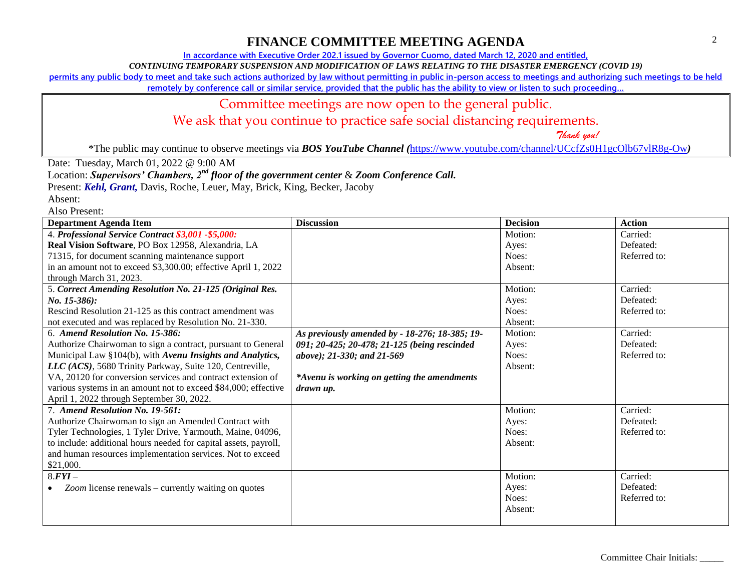# FINANCE COMMITTEE MEETING AGENDA

In accordance with Executive Order 202.1 issued by Governor Cuomo, dated March 12, 2020 and entitled,

*CONTINUING TEMPORARY SUSPENSION AND MODIFICATION OF LAWS RELATING TO THE DISASTER EMERGENCY (COVID 19)*

permits any public body to meet and take such actions authorized by law without permitting in public in-person access to meetings and authorizing such meetings to be held remotely by conference call or similar service, provided that the public has the ability to view or listen to such proceeding…

Committee meetings are now open to the general public.

We ask that you continue to practice safe social distancing requirements.

*Thank you!*

*The public may continue to observe meetings via ***BOS YouTube Channel (***https://www.youtube.com/channel/UCcfZs0H1gcOlb67vlR8g-Ow***)***

Date: Tuesday, March 01, 2022 @ 9:00 AM

Location: ***Supervisors' Chambers, 2nd floor of the government center*** & ***Zoom Conference Call.***

Present: ***Kehl, Grant,*** Davis, Roche, Leuer, May, Brick, King, Becker, Jacoby

Absent:

Also Present:

| Department Agenda Item | Discussion | Decision | Action |
|---|---|---|---|
| 4. ***Professional Service Contract $3,001 -$5,000:*** **Real Vision Software**, PO Box 12958, Alexandria, LA 71315, for document scanning maintenance support in an amount not to exceed $3,300.00; effective April 1, 2022 through March 31, 2023. | | Motion: Ayes: Noes: Absent: | Carried: Defeated: Referred to: |
| 5. ***Correct Amending Resolution No. 21-125 (Original Res. No. 15-386):*** Rescind Resolution 21-125 as this contract amendment was not executed and was replaced by Resolution No. 21-330. | | Motion: Ayes: Noes: Absent: | Carried: Defeated: Referred to: |
| 6. ***Amend Resolution No. 15-386:*** Authorize Chairwoman to sign a contract, pursuant to General Municipal Law §104(b), with ***Avenu Insights and Analytics, LLC (ACS)***, 5680 Trinity Parkway, Suite 120, Centreville, VA, 20120 for conversion services and contract extension of various systems in an amount not to exceed $84,000; effective April 1, 2022 through September 30, 2022. | ***As previously amended by - 18-276; 18-385; 19-091; 20-425; 20-478; 21-125 (being rescinded above); 21-330; and 21-569*** ****Avenu is working on getting the amendments drawn up.*** | Motion: Ayes: Noes: Absent: | Carried: Defeated: Referred to: |
| 7. ***Amend Resolution No. 19-561:*** Authorize Chairwoman to sign an Amended Contract with Tyler Technologies, 1 Tyler Drive, Yarmouth, Maine, 04096, to include: additional hours needed for capital assets, payroll, and human resources implementation services. Not to exceed $21,000. | | Motion: Ayes: Noes: Absent: | Carried: Defeated: Referred to: |
| 8.***FYI*** – • *Zoom* license renewals – currently waiting on quotes | | Motion: Ayes: Noes: Absent: | Carried: Defeated: Referred to: |

Committee Chair Initials: _____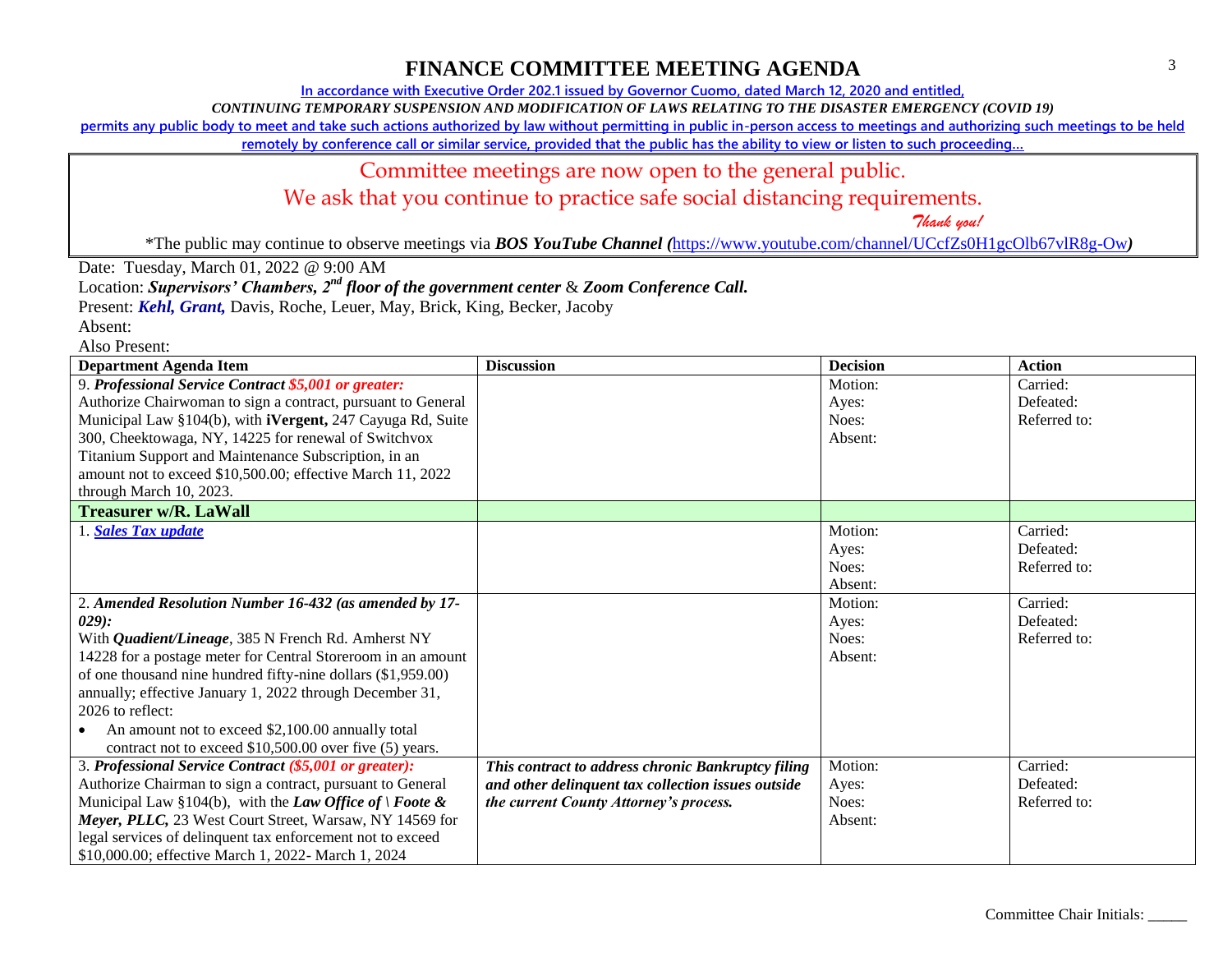# FINANCE COMMITTEE MEETING AGENDA

In accordance with Executive Order 202.1 issued by Governor Cuomo, dated March 12, 2020 and entitled,

*CONTINUING TEMPORARY SUSPENSION AND MODIFICATION OF LAWS RELATING TO THE DISASTER EMERGENCY (COVID 19)*

permits any public body to meet and take such actions authorized by law without permitting in public in-person access to meetings and authorizing such meetings to be held remotely by conference call or similar service, provided that the public has the ability to view or listen to such proceeding…

Committee meetings are now open to the general public.

We ask that you continue to practice safe social distancing requirements.

*Thank you!*

*The public may continue to observe meetings via ***BOS YouTube Channel (***https://www.youtube.com/channel/UCcfZs0H1gcOlb67vlR8g-Ow***)***

Date: Tuesday, March 01, 2022 @ 9:00 AM

Location: ***Supervisors' Chambers, 2nd floor of the government center*** & ***Zoom Conference Call.***

Present: ***Kehl, Grant,*** Davis, Roche, Leuer, May, Brick, King, Becker, Jacoby

Absent:

Also Present:

| Department Agenda Item | Discussion | Decision | Action |
|---|---|---|---|
| 9. ***Professional Service Contract $5,001 or greater:*** Authorize Chairwoman to sign a contract, pursuant to General Municipal Law §104(b), with **iVergent,** 247 Cayuga Rd, Suite 300, Cheektowaga, NY, 14225 for renewal of Switchvox Titanium Support and Maintenance Subscription, in an amount not to exceed $10,500.00; effective March 11, 2022 through March 10, 2023. | | Motion:<br>Ayes:<br>Noes:<br>Absent: | Carried:<br>Defeated:<br>Referred to: |
| **Treasurer w/R. LaWall** | | | |
| 1. ***Sales Tax update*** | | Motion:<br>Ayes:<br>Noes:<br>Absent: | Carried:<br>Defeated:<br>Referred to: |
| 2. ***Amended Resolution Number 16-432 (as amended by 17-029):***<br>With ***Quadient/Lineage***, 385 N French Rd. Amherst NY 14228 for a postage meter for Central Storeroom in an amount of one thousand nine hundred fifty-nine dollars ($1,959.00) annually; effective January 1, 2022 through December 31, 2026 to reflect:<br>• An amount not to exceed $2,100.00 annually total contract not to exceed $10,500.00 over five (5) years. | | Motion:<br>Ayes:<br>Noes:<br>Absent: | Carried:<br>Defeated:<br>Referred to: |
| 3. ***Professional Service Contract ($5,001 or greater):*** Authorize Chairman to sign a contract, pursuant to General Municipal Law §104(b), with the ***Law Office of \ Foote & Meyer, PLLC,*** 23 West Court Street, Warsaw, NY 14569 for legal services of delinquent tax enforcement not to exceed $10,000.00; effective March 1, 2022- March 1, 2024 | ***This contract to address chronic Bankruptcy filing and other delinquent tax collection issues outside the current County Attorney's process.*** | Motion:<br>Ayes:<br>Noes:<br>Absent: | Carried:<br>Defeated:<br>Referred to: |

Committee Chair Initials: _____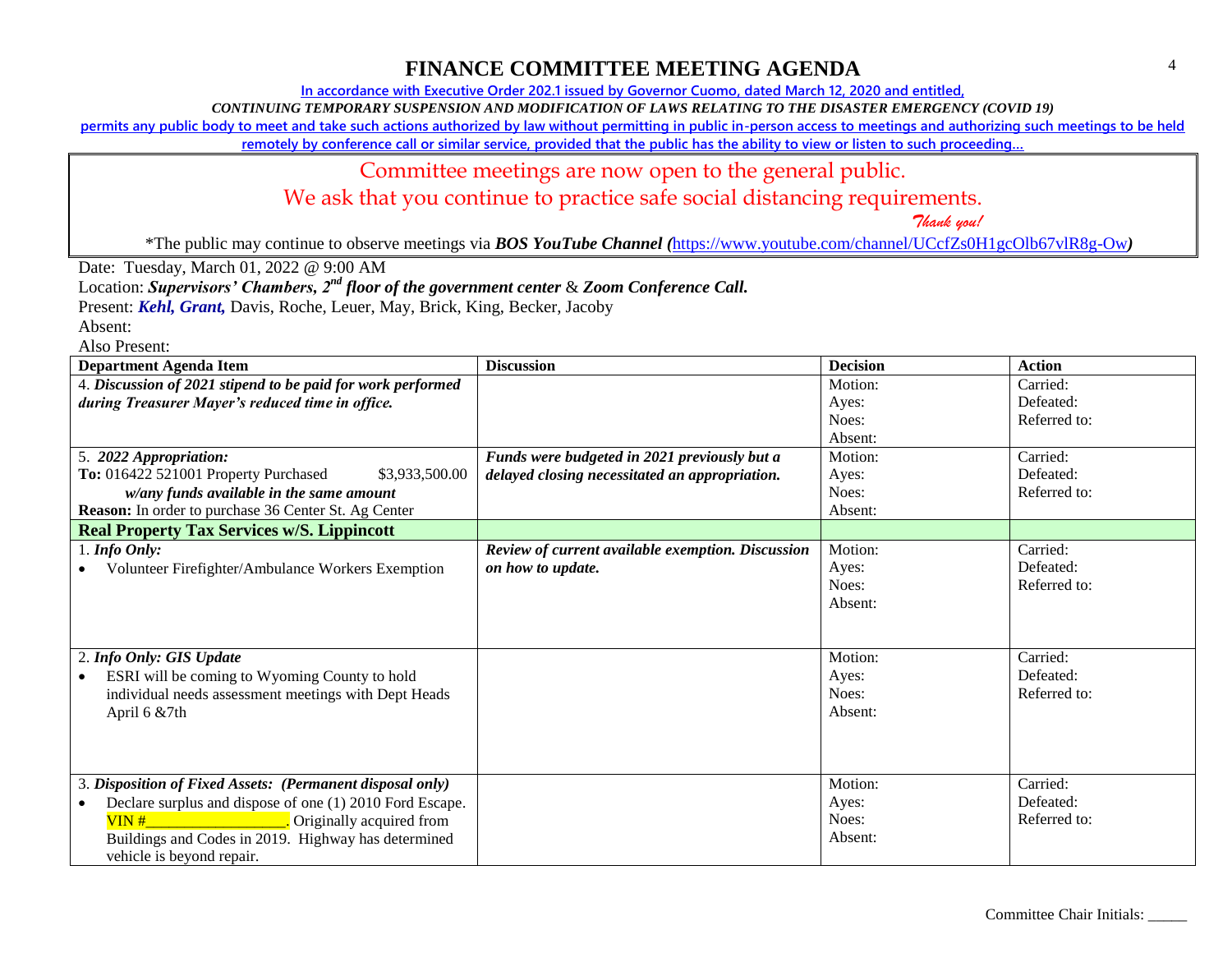# FINANCE COMMITTEE MEETING AGENDA

In accordance with Executive Order 202.1 issued by Governor Cuomo, dated March 12, 2020 and entitled,

*CONTINUING TEMPORARY SUSPENSION AND MODIFICATION OF LAWS RELATING TO THE DISASTER EMERGENCY (COVID 19)*

permits any public body to meet and take such actions authorized by law without permitting in public in-person access to meetings and authorizing such meetings to be held remotely by conference call or similar service, provided that the public has the ability to view or listen to such proceeding…

Committee meetings are now open to the general public.
We ask that you continue to practice safe social distancing requirements.
*Thank you!*

*The public may continue to observe meetings via ***BOS YouTube Channel (***https://www.youtube.com/channel/UCcfZs0H1gcOlb67vlR8g-Ow***)***

Date: Tuesday, March 01, 2022 @ 9:00 AM
Location: ***Supervisors' Chambers, 2nd floor of the government center*** & ***Zoom Conference Call.***
Present: ***Kehl, Grant,*** Davis, Roche, Leuer, May, Brick, King, Becker, Jacoby
Absent:
Also Present:

| Department Agenda Item | Discussion | Decision | Action |
|---|---|---|---|
| 4. ***Discussion of 2021 stipend to be paid for work performed during Treasurer Mayer's reduced time in office.*** | | Motion:<br>Ayes:<br>Noes:<br>Absent: | Carried:<br>Defeated:<br>Referred to: |
| 5. ***2022 Appropriation:***<br>**To:** 016422 521001 Property Purchased $3,933,500.00<br>***w/any funds available in the same amount***<br>**Reason:** In order to purchase 36 Center St. Ag Center | ***Funds were budgeted in 2021 previously but a delayed closing necessitated an appropriation.*** | Motion:<br>Ayes:<br>Noes:<br>Absent: | Carried:<br>Defeated:<br>Referred to: |
| **Real Property Tax Services w/S. Lippincott** | | | |
| 1. ***Info Only:***<br>• Volunteer Firefighter/Ambulance Workers Exemption | ***Review of current available exemption. Discussion on how to update.*** | Motion:<br>Ayes:<br>Noes:<br>Absent: | Carried:<br>Defeated:<br>Referred to: |
| 2. ***Info Only: GIS Update***<br>• ESRI will be coming to Wyoming County to hold individual needs assessment meetings with Dept Heads April 6 &7th | | Motion:<br>Ayes:<br>Noes:<br>Absent: | Carried:<br>Defeated:<br>Referred to: |
| 3. ***Disposition of Fixed Assets: (Permanent disposal only)***<br>• Declare surplus and dispose of one (1) 2010 Ford Escape. VIN #_________________. Originally acquired from Buildings and Codes in 2019. Highway has determined vehicle is beyond repair. | | Motion:<br>Ayes:<br>Noes:<br>Absent: | Carried:<br>Defeated:<br>Referred to: |

Committee Chair Initials: _____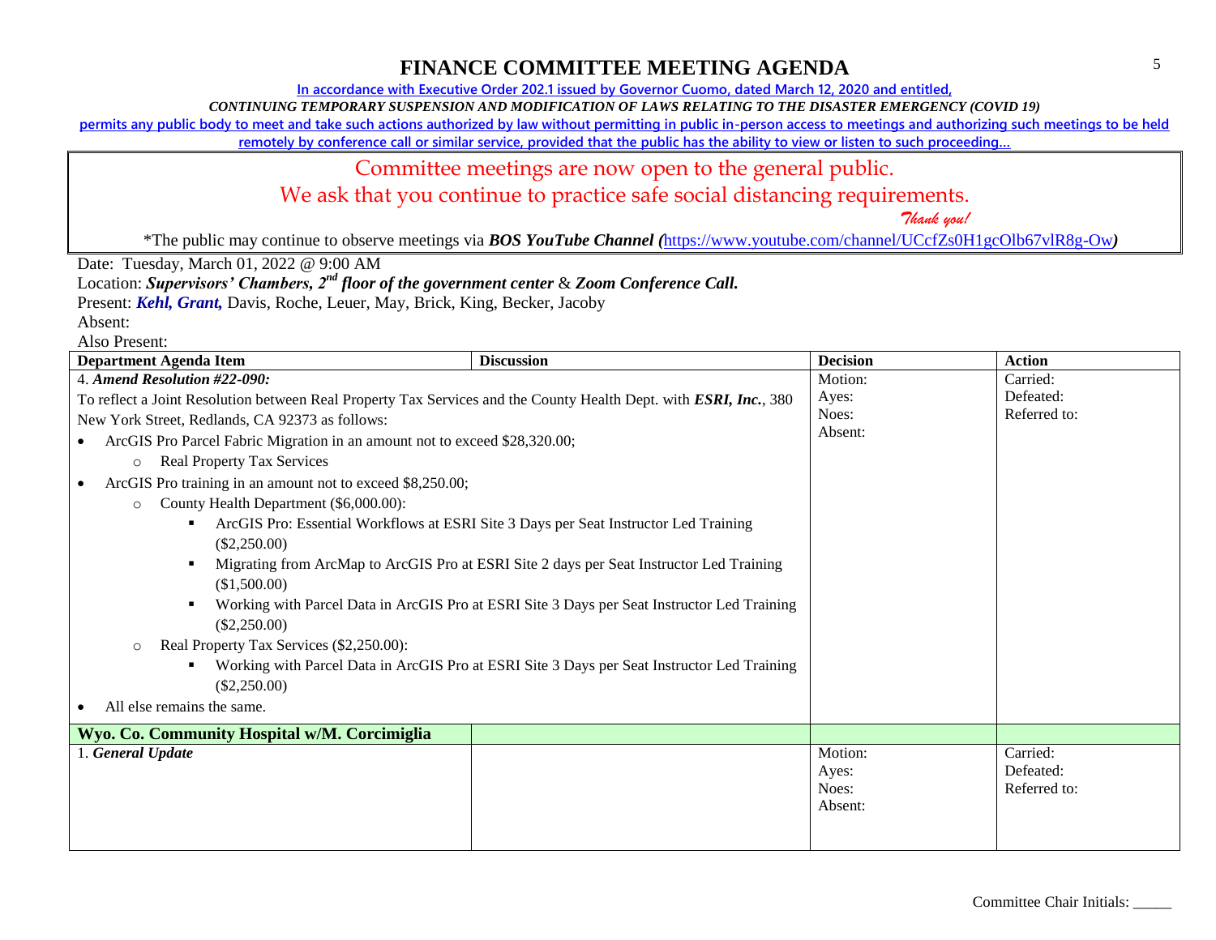# FINANCE COMMITTEE MEETING AGENDA

In accordance with Executive Order 202.1 issued by Governor Cuomo, dated March 12, 2020 and entitled,

*CONTINUING TEMPORARY SUSPENSION AND MODIFICATION OF LAWS RELATING TO THE DISASTER EMERGENCY (COVID 19)*

permits any public body to meet and take such actions authorized by law without permitting in public in-person access to meetings and authorizing such meetings to be held remotely by conference call or similar service, provided that the public has the ability to view or listen to such proceeding…

Committee meetings are now open to the general public.
We ask that you continue to practice safe social distancing requirements.
*Thank you!*

*The public may continue to observe meetings via ***BOS YouTube Channel (***https://www.youtube.com/channel/UCcfZs0H1gcOlb67vlR8g-Ow***)***

Date: Tuesday, March 01, 2022 @ 9:00 AM
Location: ***Supervisors' Chambers, 2nd floor of the government center*** & ***Zoom Conference Call.***
Present: ***Kehl, Grant,*** Davis, Roche, Leuer, May, Brick, King, Becker, Jacoby
Absent:
Also Present:

| Department Agenda Item | Discussion | Decision | Action |
|---|---|---|---|
| 4. ***Amend Resolution #22-090:*** To reflect a Joint Resolution between Real Property Tax Services and the County Health Dept. with ***ESRI, Inc.***, 380 New York Street, Redlands, CA 92373 as follows:<br>• ArcGIS Pro Parcel Fabric Migration in an amount not to exceed $28,320.00;<br>&nbsp;&nbsp;○ Real Property Tax Services<br>• ArcGIS Pro training in an amount not to exceed $8,250.00;<br>&nbsp;&nbsp;○ County Health Department ($6,000.00):<br>&nbsp;&nbsp;&nbsp;&nbsp;▪ ArcGIS Pro: Essential Workflows at ESRI Site 3 Days per Seat Instructor Led Training ($2,250.00)<br>&nbsp;&nbsp;&nbsp;&nbsp;▪ Migrating from ArcMap to ArcGIS Pro at ESRI Site 2 days per Seat Instructor Led Training ($1,500.00)<br>&nbsp;&nbsp;&nbsp;&nbsp;▪ Working with Parcel Data in ArcGIS Pro at ESRI Site 3 Days per Seat Instructor Led Training ($2,250.00)<br>&nbsp;&nbsp;○ Real Property Tax Services ($2,250.00):<br>&nbsp;&nbsp;&nbsp;&nbsp;▪ Working with Parcel Data in ArcGIS Pro at ESRI Site 3 Days per Seat Instructor Led Training ($2,250.00)<br>• All else remains the same. | | Motion:<br>Ayes:<br>Noes:<br>Absent: | Carried:<br>Defeated:<br>Referred to: |
| **Wyo. Co. Community Hospital w/M. Corcimiglia** | | | |
| 1. ***General Update*** | | Motion:<br>Ayes:<br>Noes:<br>Absent: | Carried:<br>Defeated:<br>Referred to: |

Committee Chair Initials: _____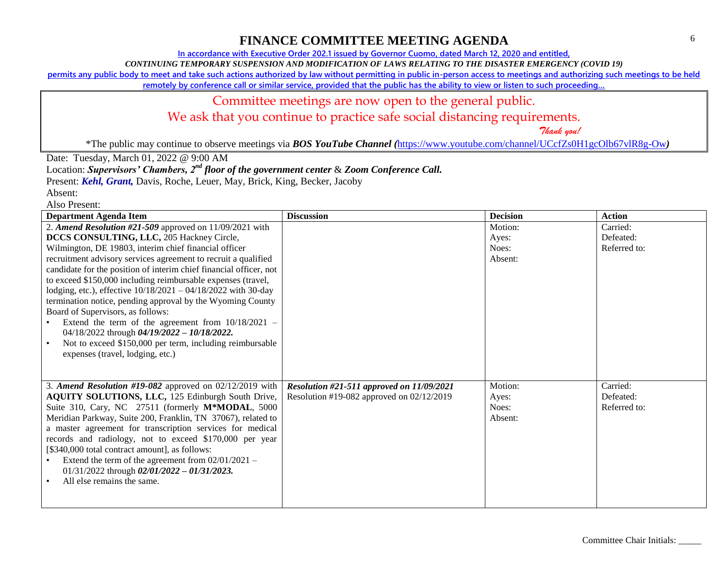# FINANCE COMMITTEE MEETING AGENDA

In accordance with Executive Order 202.1 issued by Governor Cuomo, dated March 12, 2020 and entitled,

*CONTINUING TEMPORARY SUSPENSION AND MODIFICATION OF LAWS RELATING TO THE DISASTER EMERGENCY (COVID 19)*

permits any public body to meet and take such actions authorized by law without permitting in public in-person access to meetings and authorizing such meetings to be held remotely by conference call or similar service, provided that the public has the ability to view or listen to such proceeding…

Committee meetings are now open to the general public.

We ask that you continue to practice safe social distancing requirements.

*Thank you!*

*The public may continue to observe meetings via ***BOS YouTube Channel*** (https://www.youtube.com/channel/UCcfZs0H1gcOlb67vlR8g-Ow)

Date: Tuesday, March 01, 2022 @ 9:00 AM

Location: ***Supervisors' Chambers, 2nd floor of the government center*** & ***Zoom Conference Call.***

Present: ***Kehl, Grant,*** Davis, Roche, Leuer, May, Brick, King, Becker, Jacoby

Absent:

Also Present:

| Department Agenda Item | Discussion | Decision | Action |
|---|---|---|---|
| 2. ***Amend Resolution #21-509*** approved on 11/09/2021 with **DCCS CONSULTING, LLC,** 205 Hackney Circle, Wilmington, DE 19803, interim chief financial officer recruitment advisory services agreement to recruit a qualified candidate for the position of interim chief financial officer, not to exceed $150,000 including reimbursable expenses (travel, lodging, etc.), effective 10/18/2021 – 04/18/2022 with 30-day termination notice, pending approval by the Wyoming County Board of Supervisors, as follows:<br>• Extend the term of the agreement from 10/18/2021 – 04/18/2022 through ***04/19/2022 – 10/18/2022.***<br>• Not to exceed $150,000 per term, including reimbursable expenses (travel, lodging, etc.) | | Motion:<br>Ayes:<br>Noes:<br>Absent: | Carried:<br>Defeated:<br>Referred to: |
| 3. ***Amend Resolution #19-082*** approved on 02/12/2019 with **AQUITY SOLUTIONS, LLC,** 125 Edinburgh South Drive, Suite 310, Cary, NC 27511 (formerly **M\*MODAL**, 5000 Meridian Parkway, Suite 200, Franklin, TN 37067), related to a master agreement for transcription services for medical records and radiology, not to exceed $170,000 per year [$340,000 total contract amount], as follows:<br>• Extend the term of the agreement from 02/01/2021 – 01/31/2022 through ***02/01/2022 – 01/31/2023.***<br>• All else remains the same. | ***Resolution #21-511 approved on 11/09/2021***<br>Resolution #19-082 approved on 02/12/2019 | Motion:<br>Ayes:<br>Noes:<br>Absent: | Carried:<br>Defeated:<br>Referred to: |

Committee Chair Initials: _____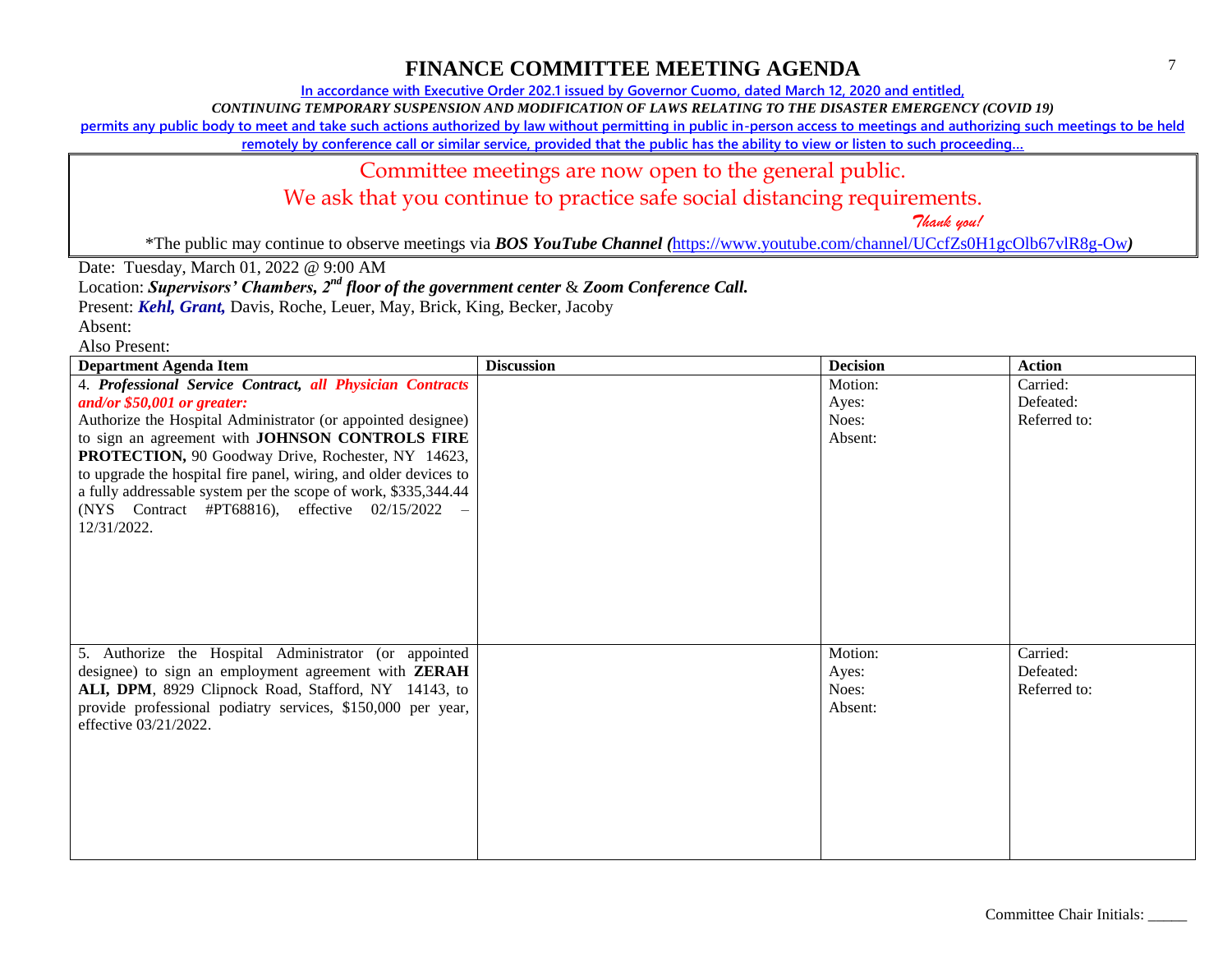# FINANCE COMMITTEE MEETING AGENDA

In accordance with Executive Order 202.1 issued by Governor Cuomo, dated March 12, 2020 and entitled,

*CONTINUING TEMPORARY SUSPENSION AND MODIFICATION OF LAWS RELATING TO THE DISASTER EMERGENCY (COVID 19)*

permits any public body to meet and take such actions authorized by law without permitting in public in-person access to meetings and authorizing such meetings to be held remotely by conference call or similar service, provided that the public has the ability to view or listen to such proceeding…

Committee meetings are now open to the general public.

We ask that you continue to practice safe social distancing requirements.

*Thank you!*

*The public may continue to observe meetings via ***BOS YouTube Channel (***https://www.youtube.com/channel/UCcfZs0H1gcOlb67vlR8g-Ow***)***

Date: Tuesday, March 01, 2022 @ 9:00 AM

Location: ***Supervisors' Chambers, 2nd floor of the government center*** & ***Zoom Conference Call.***

Present: ***Kehl, Grant,*** Davis, Roche, Leuer, May, Brick, King, Becker, Jacoby

Absent:

Also Present:

| Department Agenda Item | Discussion | Decision | Action |
|---|---|---|---|
| 4. ***Professional Service Contract, all Physician Contracts and/or $50,001 or greater:*** Authorize the Hospital Administrator (or appointed designee) to sign an agreement with **JOHNSON CONTROLS FIRE PROTECTION,** 90 Goodway Drive, Rochester, NY 14623, to upgrade the hospital fire panel, wiring, and older devices to a fully addressable system per the scope of work, $335,344.44 (NYS Contract #PT68816), effective 02/15/2022 – 12/31/2022. | | Motion:<br>Ayes:<br>Noes:<br>Absent: | Carried:<br>Defeated:<br>Referred to: |
| 5. Authorize the Hospital Administrator (or appointed designee) to sign an employment agreement with **ZERAH ALI, DPM**, 8929 Clipnock Road, Stafford, NY 14143, to provide professional podiatry services, $150,000 per year, effective 03/21/2022. | | Motion:<br>Ayes:<br>Noes:<br>Absent: | Carried:<br>Defeated:<br>Referred to: |

Committee Chair Initials: _____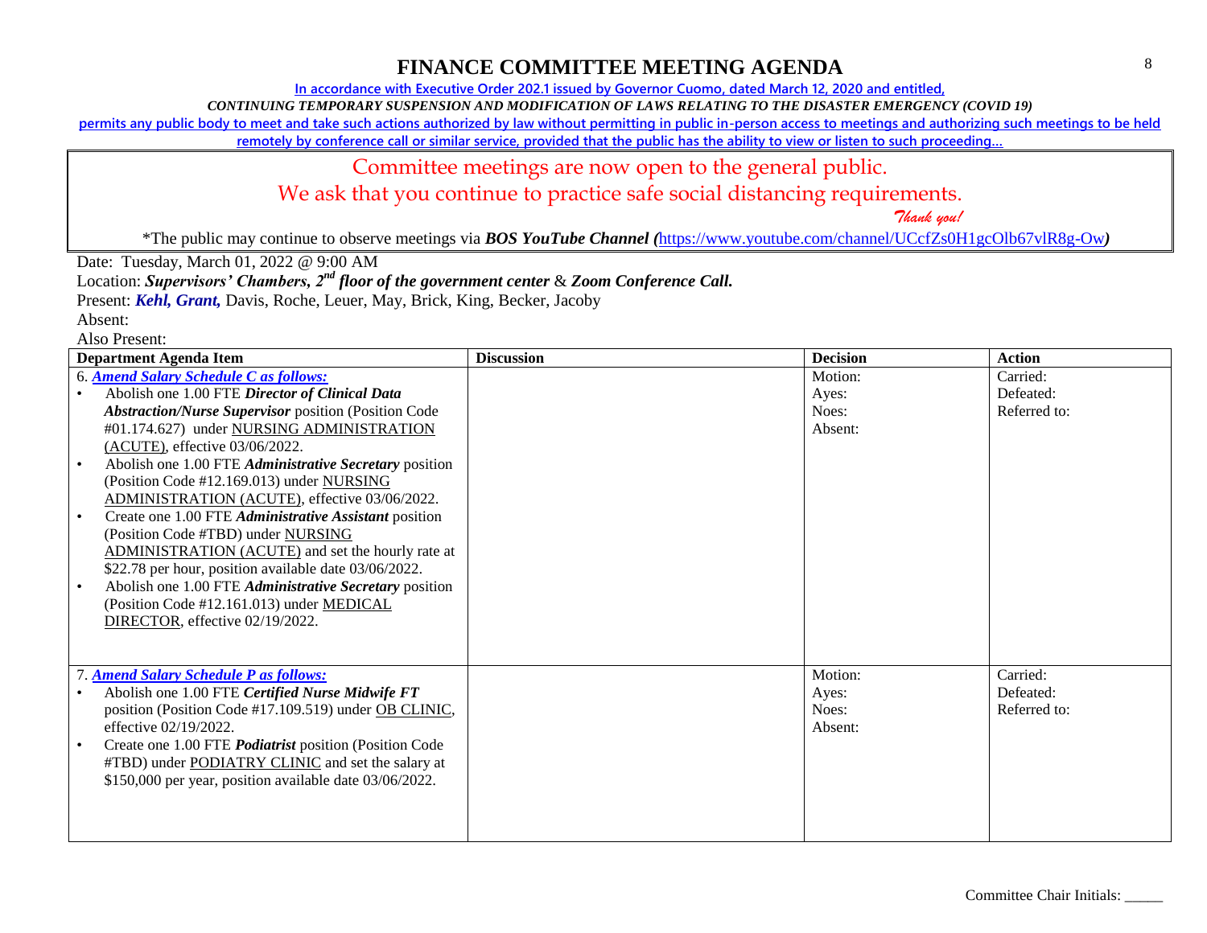# FINANCE COMMITTEE MEETING AGENDA

**In accordance with Executive Order 202.1 issued by Governor Cuomo, dated March 12, 2020 and entitled,**

***CONTINUING TEMPORARY SUSPENSION AND MODIFICATION OF LAWS RELATING TO THE DISASTER EMERGENCY (COVID 19)***

**permits any public body to meet and take such actions authorized by law without permitting in public in-person access to meetings and authorizing such meetings to be held remotely by conference call or similar service, provided that the public has the ability to view or listen to such proceeding…**

Committee meetings are now open to the general public.

We ask that you continue to practice safe social distancing requirements.

*Thank you!*

*The public may continue to observe meetings via ***BOS YouTube Channel (***https://www.youtube.com/channel/UCcfZs0H1gcOlb67vlR8g-Ow***)***

Date: Tuesday, March 01, 2022 @ 9:00 AM

Location: ***Supervisors' Chambers, 2nd floor of the government center*** & ***Zoom Conference Call.***

Present: ***Kehl, Grant,*** Davis, Roche, Leuer, May, Brick, King, Becker, Jacoby

Absent:

Also Present:

| Department Agenda Item | Discussion | Decision | Action |
|---|---|---|---|
| 6. ***Amend Salary Schedule C as follows:***<br>• Abolish one 1.00 FTE ***Director of Clinical Data Abstraction/Nurse Supervisor*** position (Position Code #01.174.627) under NURSING ADMINISTRATION (ACUTE), effective 03/06/2022.<br>• Abolish one 1.00 FTE ***Administrative Secretary*** position (Position Code #12.169.013) under NURSING ADMINISTRATION (ACUTE), effective 03/06/2022.<br>• Create one 1.00 FTE ***Administrative Assistant*** position (Position Code #TBD) under NURSING ADMINISTRATION (ACUTE) and set the hourly rate at $22.78 per hour, position available date 03/06/2022.<br>• Abolish one 1.00 FTE ***Administrative Secretary*** position (Position Code #12.161.013) under MEDICAL DIRECTOR, effective 02/19/2022. | | Motion:<br>Ayes:<br>Noes:<br>Absent: | Carried:<br>Defeated:<br>Referred to: |
| 7. ***Amend Salary Schedule P as follows:***<br>• Abolish one 1.00 FTE ***Certified Nurse Midwife FT*** position (Position Code #17.109.519) under OB CLINIC, effective 02/19/2022.<br>• Create one 1.00 FTE ***Podiatrist*** position (Position Code #TBD) under PODIATRY CLINIC and set the salary at $150,000 per year, position available date 03/06/2022. | | Motion:<br>Ayes:<br>Noes:<br>Absent: | Carried:<br>Defeated:<br>Referred to: |

Committee Chair Initials: _____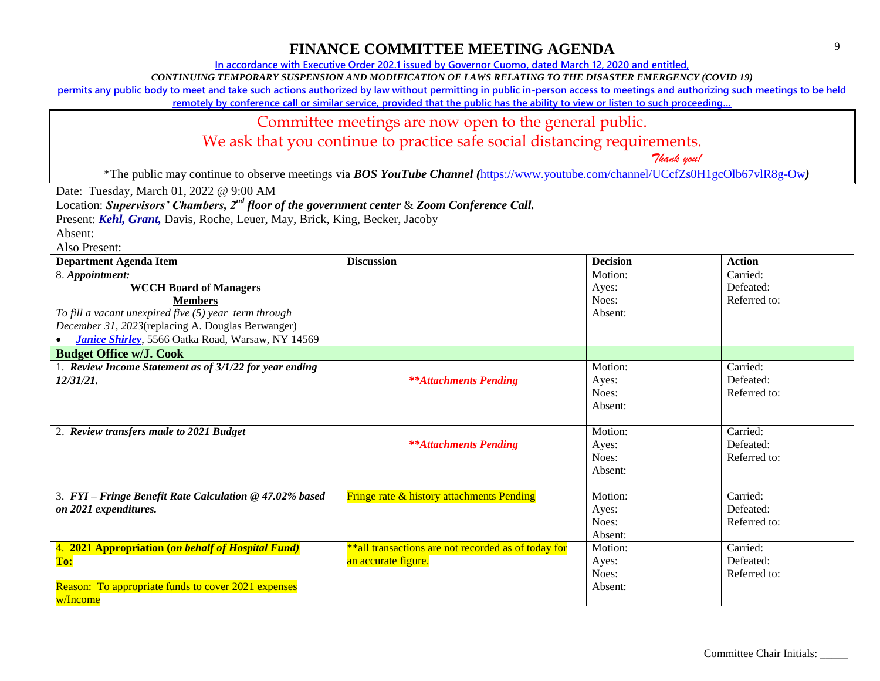# FINANCE COMMITTEE MEETING AGENDA

In accordance with Executive Order 202.1 issued by Governor Cuomo, dated March 12, 2020 and entitled,

*CONTINUING TEMPORARY SUSPENSION AND MODIFICATION OF LAWS RELATING TO THE DISASTER EMERGENCY (COVID 19)*

permits any public body to meet and take such actions authorized by law without permitting in public in-person access to meetings and authorizing such meetings to be held remotely by conference call or similar service, provided that the public has the ability to view or listen to such proceeding…

Committee meetings are now open to the general public.

We ask that you continue to practice safe social distancing requirements.

*Thank you!*

*The public may continue to observe meetings via ***BOS YouTube Channel (***https://www.youtube.com/channel/UCcfZs0H1gcOlb67vlR8g-Ow***)***

Date: Tuesday, March 01, 2022 @ 9:00 AM

Location: ***Supervisors' Chambers, 2nd floor of the government center*** & ***Zoom Conference Call.***

Present: ***Kehl, Grant,*** Davis, Roche, Leuer, May, Brick, King, Becker, Jacoby

Absent:

Also Present:

| Department Agenda Item | Discussion | Decision | Action |
|---|---|---|---|
| 8. ***Appointment:*** **WCCH Board of Managers** **Members** *To fill a vacant unexpired five (5) year term through December 31, 2023*(replacing A. Douglas Berwanger) • ***Janice Shirley***, 5566 Oatka Road, Warsaw, NY 14569 | | Motion: Ayes: Noes: Absent: | Carried: Defeated: Referred to: |
| **Budget Office w/J. Cook** | | | |
| 1. ***Review Income Statement as of 3/1/22 for year ending 12/31/21.*** | ***\*\*Attachments Pending*** | Motion: Ayes: Noes: Absent: | Carried: Defeated: Referred to: |
| 2. ***Review transfers made to 2021 Budget*** | ***\*\*Attachments Pending*** | Motion: Ayes: Noes: Absent: | Carried: Defeated: Referred to: |
| 3. ***FYI – Fringe Benefit Rate Calculation @ 47.02% based on 2021 expenditures.*** | Fringe rate & history attachments Pending | Motion: Ayes: Noes: Absent: | Carried: Defeated: Referred to: |
| 4. **2021 Appropriation (*on behalf of Hospital Fund*)** **To:** Reason: To appropriate funds to cover 2021 expenses w/Income | \*\*all transactions are not recorded as of today for an accurate figure. | Motion: Ayes: Noes: Absent: | Carried: Defeated: Referred to: |

Committee Chair Initials: _____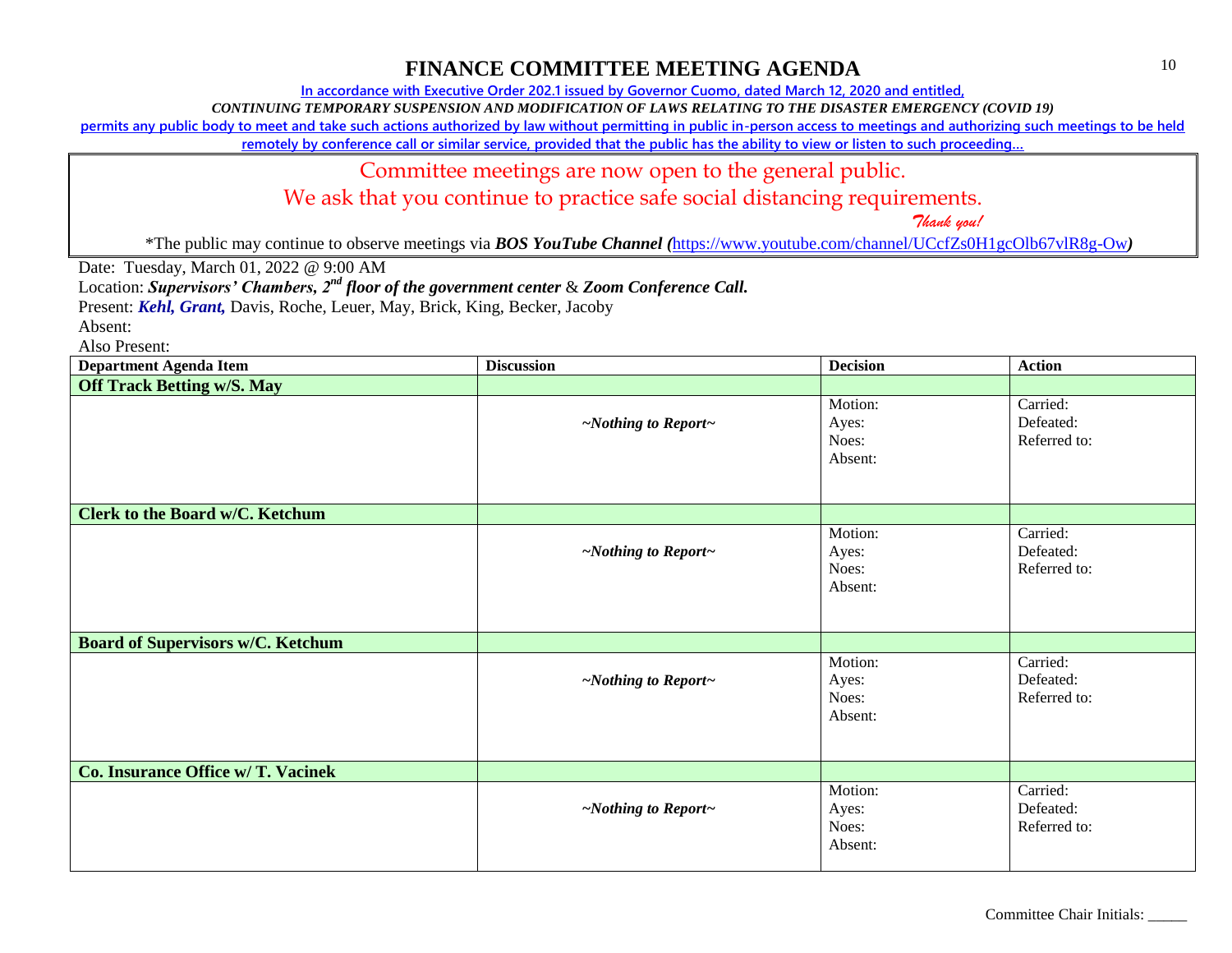# FINANCE COMMITTEE MEETING AGENDA

In accordance with Executive Order 202.1 issued by Governor Cuomo, dated March 12, 2020 and entitled,

*CONTINUING TEMPORARY SUSPENSION AND MODIFICATION OF LAWS RELATING TO THE DISASTER EMERGENCY (COVID 19)*

permits any public body to meet and take such actions authorized by law without permitting in public in-person access to meetings and authorizing such meetings to be held remotely by conference call or similar service, provided that the public has the ability to view or listen to such proceeding…

Committee meetings are now open to the general public.

We ask that you continue to practice safe social distancing requirements.

*Thank you!*

*The public may continue to observe meetings via ***BOS YouTube Channel (***https://www.youtube.com/channel/UCcfZs0H1gcOlb67vlR8g-Ow***)***

Date: Tuesday, March 01, 2022 @ 9:00 AM

Location: ***Supervisors' Chambers, 2nd floor of the government center*** & ***Zoom Conference Call.***

Present: ***Kehl, Grant,*** Davis, Roche, Leuer, May, Brick, King, Becker, Jacoby

Absent:

Also Present:

| Department Agenda Item | Discussion | Decision | Action |
|---|---|---|---|
| **Off Track Betting w/S. May** | | | |
| | *~Nothing to Report~* | Motion:<br>Ayes:<br>Noes:<br>Absent: | Carried:<br>Defeated:<br>Referred to: |
| **Clerk to the Board w/C. Ketchum** | | | |
| | *~Nothing to Report~* | Motion:<br>Ayes:<br>Noes:<br>Absent: | Carried:<br>Defeated:<br>Referred to: |
| **Board of Supervisors w/C. Ketchum** | | | |
| | *~Nothing to Report~* | Motion:<br>Ayes:<br>Noes:<br>Absent: | Carried:<br>Defeated:<br>Referred to: |
| **Co. Insurance Office w/ T. Vacinek** | | | |
| | *~Nothing to Report~* | Motion:<br>Ayes:<br>Noes:<br>Absent: | Carried:<br>Defeated:<br>Referred to: |

Committee Chair Initials: _____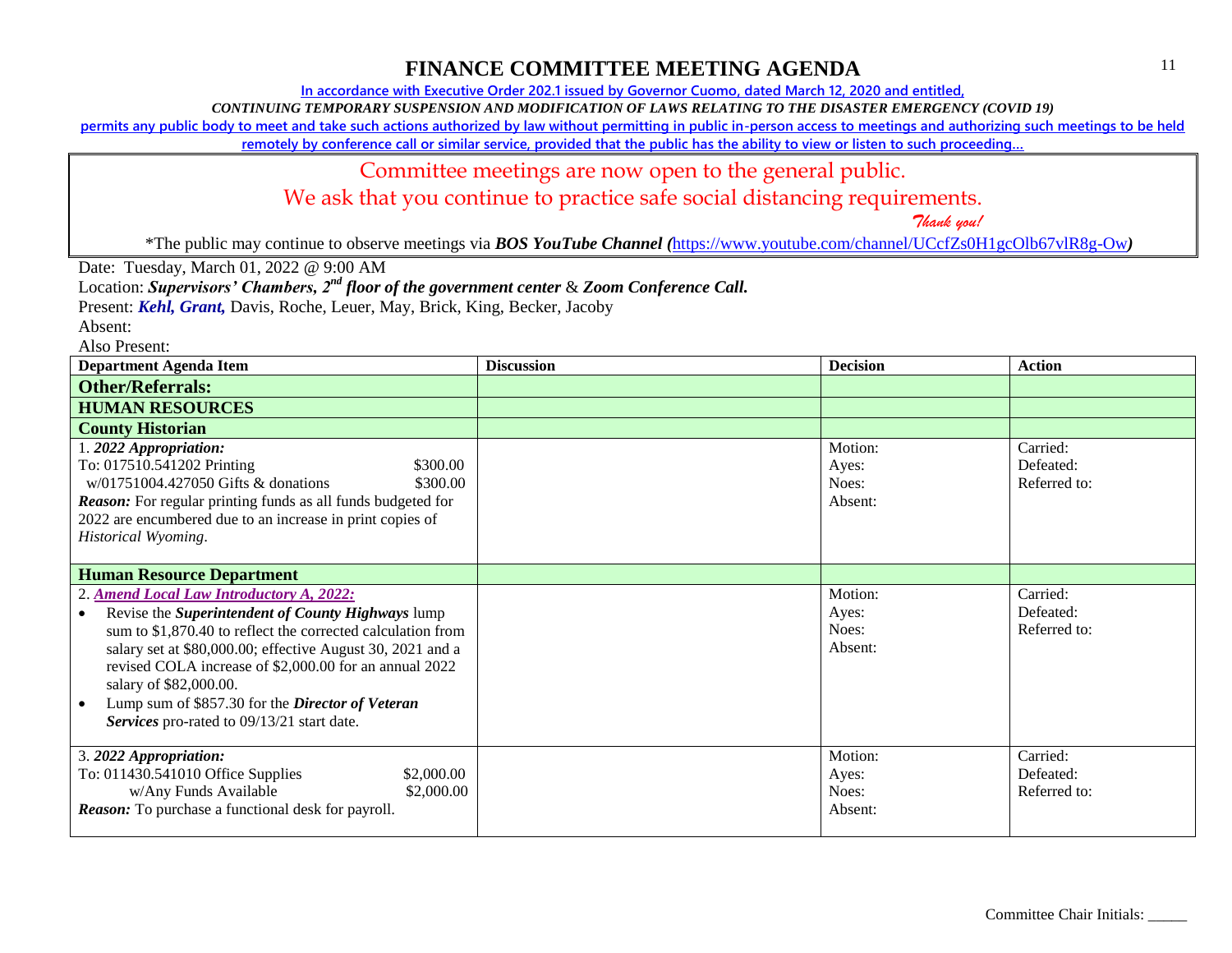# FINANCE COMMITTEE MEETING AGENDA

In accordance with Executive Order 202.1 issued by Governor Cuomo, dated March 12, 2020 and entitled,

*CONTINUING TEMPORARY SUSPENSION AND MODIFICATION OF LAWS RELATING TO THE DISASTER EMERGENCY (COVID 19)*

permits any public body to meet and take such actions authorized by law without permitting in public in-person access to meetings and authorizing such meetings to be held remotely by conference call or similar service, provided that the public has the ability to view or listen to such proceeding…

Committee meetings are now open to the general public.

We ask that you continue to practice safe social distancing requirements.

*Thank you!*

*The public may continue to observe meetings via ***BOS YouTube Channel (***https://www.youtube.com/channel/UCcfZs0H1gcOlb67vlR8g-Ow***)***

Date: Tuesday, March 01, 2022 @ 9:00 AM

Location: ***Supervisors' Chambers, 2nd floor of the government center*** & ***Zoom Conference Call.***

Present: ***Kehl, Grant,*** Davis, Roche, Leuer, May, Brick, King, Becker, Jacoby

Absent:

Also Present:

| Department Agenda Item | Discussion | Decision | Action |
|---|---|---|---|
| **Other/Referrals:** | | | |
| **HUMAN RESOURCES** | | | |
| **County Historian** | | | |
| 1. ***2022 Appropriation:***<br>To: 017510.541202 Printing $300.00<br>w/01751004.427050 Gifts & donations $300.00<br>***Reason:*** For regular printing funds as all funds budgeted for 2022 are encumbered due to an increase in print copies of *Historical Wyoming*. | | Motion:<br>Ayes:<br>Noes:<br>Absent: | Carried:<br>Defeated:<br>Referred to: |
| **Human Resource Department** | | | |
| 2. ***Amend Local Law Introductory A, 2022:***<br>• Revise the ***Superintendent of County Highways*** lump sum to $1,870.40 to reflect the corrected calculation from salary set at $80,000.00; effective August 30, 2021 and a revised COLA increase of $2,000.00 for an annual 2022 salary of $82,000.00.<br>• Lump sum of $857.30 for the ***Director of Veteran Services*** pro-rated to 09/13/21 start date. | | Motion:<br>Ayes:<br>Noes:<br>Absent: | Carried:<br>Defeated:<br>Referred to: |
| 3. ***2022 Appropriation:***<br>To: 011430.541010 Office Supplies $2,000.00<br>w/Any Funds Available $2,000.00<br>***Reason:*** To purchase a functional desk for payroll. | | Motion:<br>Ayes:<br>Noes:<br>Absent: | Carried:<br>Defeated:<br>Referred to: |

Committee Chair Initials: _____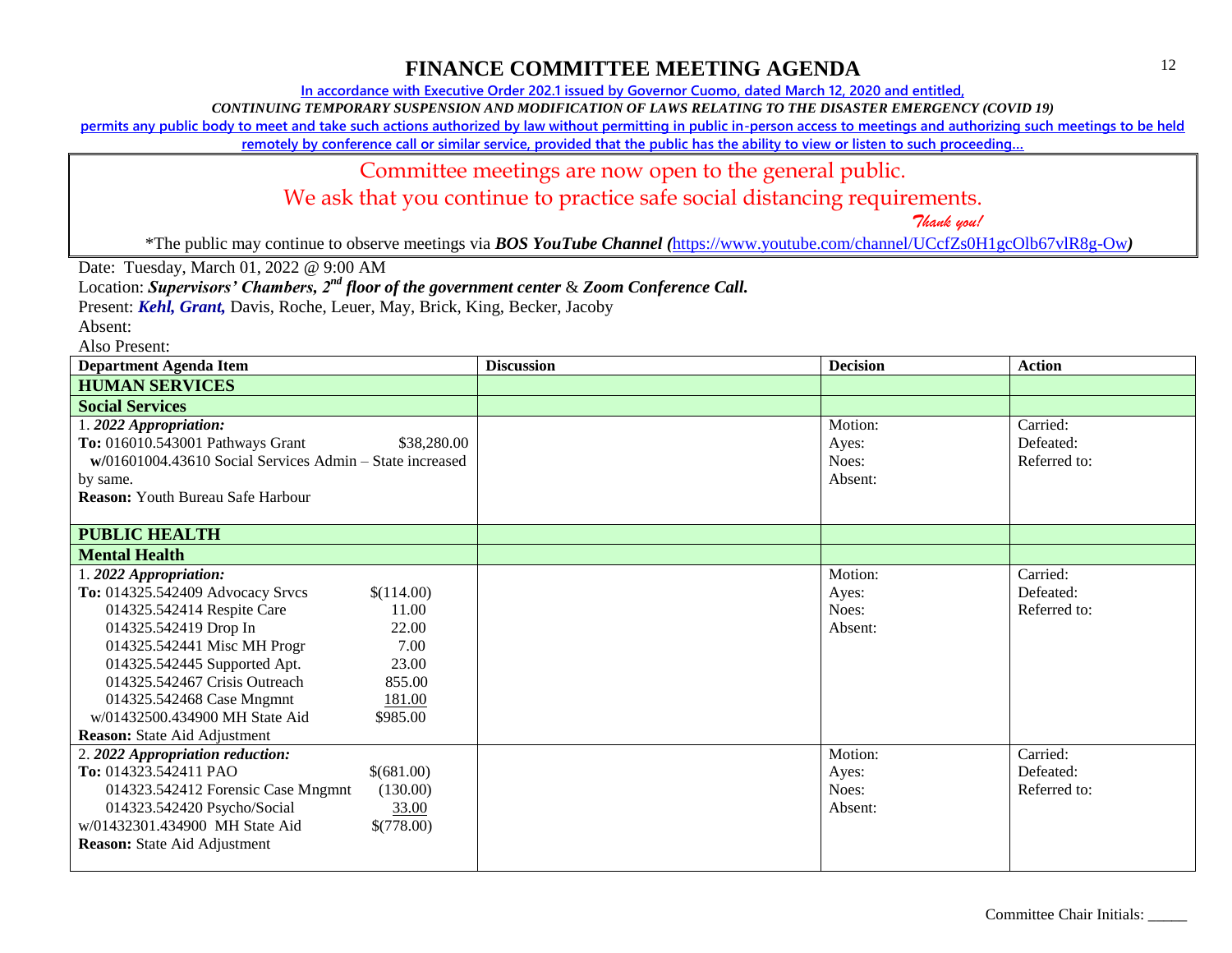# FINANCE COMMITTEE MEETING AGENDA

In accordance with Executive Order 202.1 issued by Governor Cuomo, dated March 12, 2020 and entitled,

*CONTINUING TEMPORARY SUSPENSION AND MODIFICATION OF LAWS RELATING TO THE DISASTER EMERGENCY (COVID 19)*

permits any public body to meet and take such actions authorized by law without permitting in public in-person access to meetings and authorizing such meetings to be held remotely by conference call or similar service, provided that the public has the ability to view or listen to such proceeding…

Committee meetings are now open to the general public.

We ask that you continue to practice safe social distancing requirements.

*Thank you!*

*The public may continue to observe meetings via ***BOS YouTube Channel (***https://www.youtube.com/channel/UCcfZs0H1gcOlb67vlR8g-Ow***)***

Date: Tuesday, March 01, 2022 @ 9:00 AM

Location: ***Supervisors' Chambers, 2nd floor of the government center*** & ***Zoom Conference Call.***

Present: ***Kehl, Grant,*** Davis, Roche, Leuer, May, Brick, King, Becker, Jacoby

Absent:

Also Present:

| Department Agenda Item | Discussion | Decision | Action |
|---|---|---|---|
| **HUMAN SERVICES** | | | |
| **Social Services** | | | |
| 1. ***2022 Appropriation:***<br>**To:** 016010.543001 Pathways Grant $38,280.00<br>**w/**01601004.43610 Social Services Admin – State increased by same.<br>**Reason:** Youth Bureau Safe Harbour | | Motion:<br>Ayes:<br>Noes:<br>Absent: | Carried:<br>Defeated:<br>Referred to: |
| **PUBLIC HEALTH** | | | |
| **Mental Health** | | | |
| 1. ***2022 Appropriation:***<br>**To:** 014325.542409 Advocacy Srvcs $(114.00)<br>014325.542414 Respite Care 11.00<br>014325.542419 Drop In 22.00<br>014325.542441 Misc MH Progr 7.00<br>014325.542445 Supported Apt. 23.00<br>014325.542467 Crisis Outreach 855.00<br>014325.542468 Case Mngmnt 181.00<br>w/01432500.434900 MH State Aid $985.00<br>**Reason:** State Aid Adjustment | | Motion:<br>Ayes:<br>Noes:<br>Absent: | Carried:<br>Defeated:<br>Referred to: |
| 2. ***2022 Appropriation reduction:***<br>**To:** 014323.542411 PAO $(681.00)<br>014323.542412 Forensic Case Mngmnt (130.00)<br>014323.542420 Psycho/Social 33.00<br>w/01432301.434900 MH State Aid $(778.00)<br>**Reason:** State Aid Adjustment | | Motion:<br>Ayes:<br>Noes:<br>Absent: | Carried:<br>Defeated:<br>Referred to: |

Committee Chair Initials: _____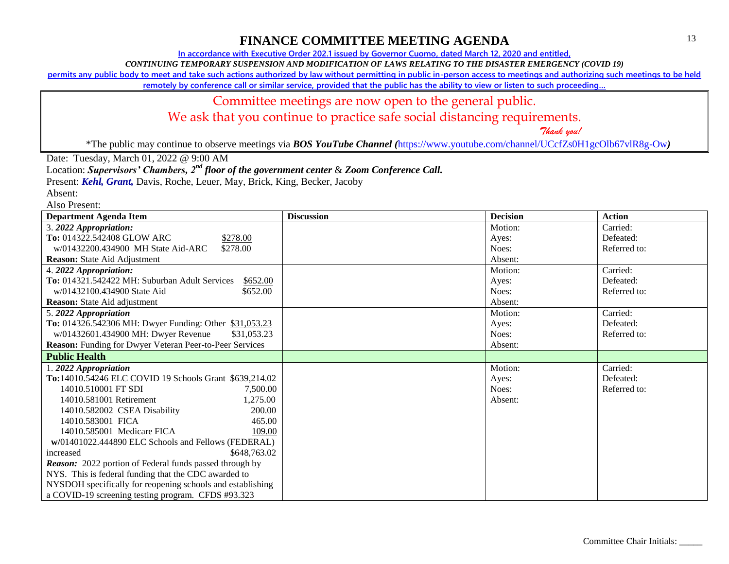# FINANCE COMMITTEE MEETING AGENDA

In accordance with Executive Order 202.1 issued by Governor Cuomo, dated March 12, 2020 and entitled,

*CONTINUING TEMPORARY SUSPENSION AND MODIFICATION OF LAWS RELATING TO THE DISASTER EMERGENCY (COVID 19)*

permits any public body to meet and take such actions authorized by law without permitting in public in-person access to meetings and authorizing such meetings to be held remotely by conference call or similar service, provided that the public has the ability to view or listen to such proceeding…

Committee meetings are now open to the general public.

We ask that you continue to practice safe social distancing requirements.

*Thank you!*

*The public may continue to observe meetings via ***BOS YouTube Channel (***https://www.youtube.com/channel/UCcfZs0H1gcOlb67vlR8g-Ow***)***

Date: Tuesday, March 01, 2022 @ 9:00 AM

Location: ***Supervisors' Chambers, 2nd floor of the government center*** & ***Zoom Conference Call.***

Present: ***Kehl, Grant,*** Davis, Roche, Leuer, May, Brick, King, Becker, Jacoby

Absent:

Also Present:

| Department Agenda Item | Discussion | Decision | Action |
|---|---|---|---|
| 3. ***2022 Appropriation:***<br>**To:** 014322.542408 GLOW ARC $278.00<br>w/01432200.434900 MH State Aid-ARC $278.00<br>**Reason:** State Aid Adjustment | | Motion:<br>Ayes:<br>Noes:<br>Absent: | Carried:<br>Defeated:<br>Referred to: |
| 4. ***2022 Appropriation:***<br>**To:** 014321.542422 MH: Suburban Adult Services $652.00<br>w/01432100.434900 State Aid $652.00<br>**Reason:** State Aid adjustment | | Motion:<br>Ayes:<br>Noes:<br>Absent: | Carried:<br>Defeated:<br>Referred to: |
| 5. ***2022 Appropriation***<br>**To:** 014326.542306 MH: Dwyer Funding: Other $31,053.23<br>w/01432601.434900 MH: Dwyer Revenue $31,053.23<br>**Reason:** Funding for Dwyer Veteran Peer-to-Peer Services | | Motion:<br>Ayes:<br>Noes:<br>Absent: | Carried:<br>Defeated:<br>Referred to: |
| **Public Health** | | | |
| 1. ***2022 Appropriation***<br>**To:**14010.54246 ELC COVID 19 Schools Grant $639,214.02<br>14010.510001 FT SDI 7,500.00<br>14010.581001 Retirement 1,275.00<br>14010.582002 CSEA Disability 200.00<br>14010.583001 FICA 465.00<br>14010.585001 Medicare FICA 109.00<br>**w/**01401022.444890 ELC Schools and Fellows (FEDERAL) increased $648,763.02<br>***Reason:*** 2022 portion of Federal funds passed through by NYS. This is federal funding that the CDC awarded to NYSDOH specifically for reopening schools and establishing a COVID-19 screening testing program. CFDS #93.323 | | Motion:<br>Ayes:<br>Noes:<br>Absent: | Carried:<br>Defeated:<br>Referred to: |

Committee Chair Initials: _____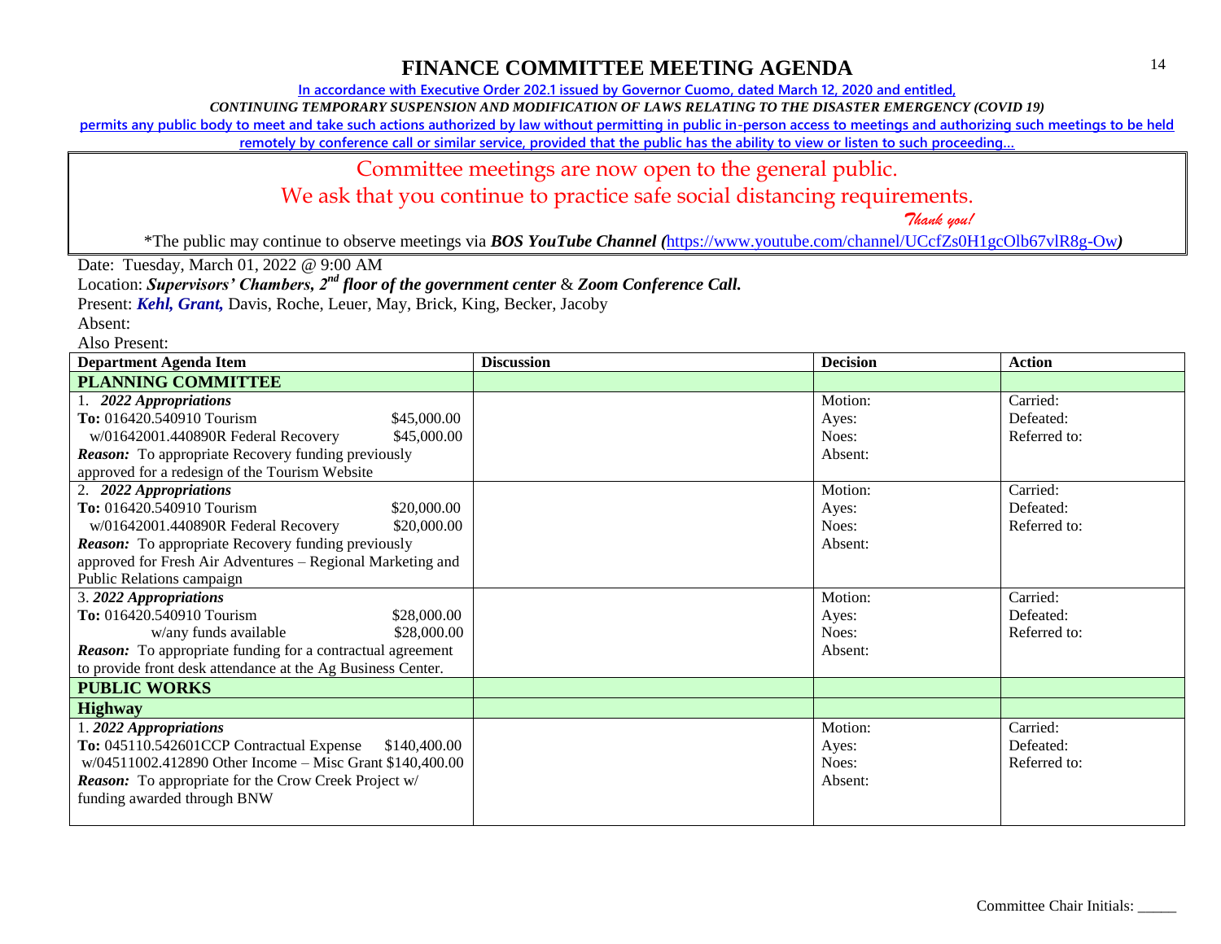# FINANCE COMMITTEE MEETING AGENDA

In accordance with Executive Order 202.1 issued by Governor Cuomo, dated March 12, 2020 and entitled,

*CONTINUING TEMPORARY SUSPENSION AND MODIFICATION OF LAWS RELATING TO THE DISASTER EMERGENCY (COVID 19)*

permits any public body to meet and take such actions authorized by law without permitting in public in-person access to meetings and authorizing such meetings to be held remotely by conference call or similar service, provided that the public has the ability to view or listen to such proceeding…

Committee meetings are now open to the general public.
We ask that you continue to practice safe social distancing requirements.
*Thank you!*

*The public may continue to observe meetings via ***BOS YouTube Channel*** (https://www.youtube.com/channel/UCcfZs0H1gcOlb67vlR8g-Ow)

Date: Tuesday, March 01, 2022 @ 9:00 AM

Location: ***Supervisors' Chambers, 2nd floor of the government center*** & ***Zoom Conference Call.***

Present: ***Kehl, Grant,*** Davis, Roche, Leuer, May, Brick, King, Becker, Jacoby

Absent:

Also Present:

| Department Agenda Item | Discussion | Decision | Action |
|---|---|---|---|
| **PLANNING COMMITTEE** | | | |
| 1. ***2022 Appropriations***<br>**To:** 016420.540910 Tourism $45,000.00<br>w/01642001.440890R Federal Recovery $45,000.00<br>***Reason:*** To appropriate Recovery funding previously approved for a redesign of the Tourism Website | | Motion:<br>Ayes:<br>Noes:<br>Absent: | Carried:<br>Defeated:<br>Referred to: |
| 2. ***2022 Appropriations***<br>**To:** 016420.540910 Tourism $20,000.00<br>w/01642001.440890R Federal Recovery $20,000.00<br>***Reason:*** To appropriate Recovery funding previously approved for Fresh Air Adventures – Regional Marketing and Public Relations campaign | | Motion:<br>Ayes:<br>Noes:<br>Absent: | Carried:<br>Defeated:<br>Referred to: |
| 3. ***2022 Appropriations***<br>**To:** 016420.540910 Tourism $28,000.00<br>w/any funds available $28,000.00<br>***Reason:*** To appropriate funding for a contractual agreement to provide front desk attendance at the Ag Business Center. | | Motion:<br>Ayes:<br>Noes:<br>Absent: | Carried:<br>Defeated:<br>Referred to: |
| **PUBLIC WORKS** | | | |
| **Highway** | | | |
| 1. ***2022 Appropriations***<br>**To:** 045110.542601CCP Contractual Expense $140,400.00<br>w/04511002.412890 Other Income – Misc Grant $140,400.00<br>***Reason:*** To appropriate for the Crow Creek Project w/ funding awarded through BNW | | Motion:<br>Ayes:<br>Noes:<br>Absent: | Carried:<br>Defeated:<br>Referred to: |

Committee Chair Initials: _____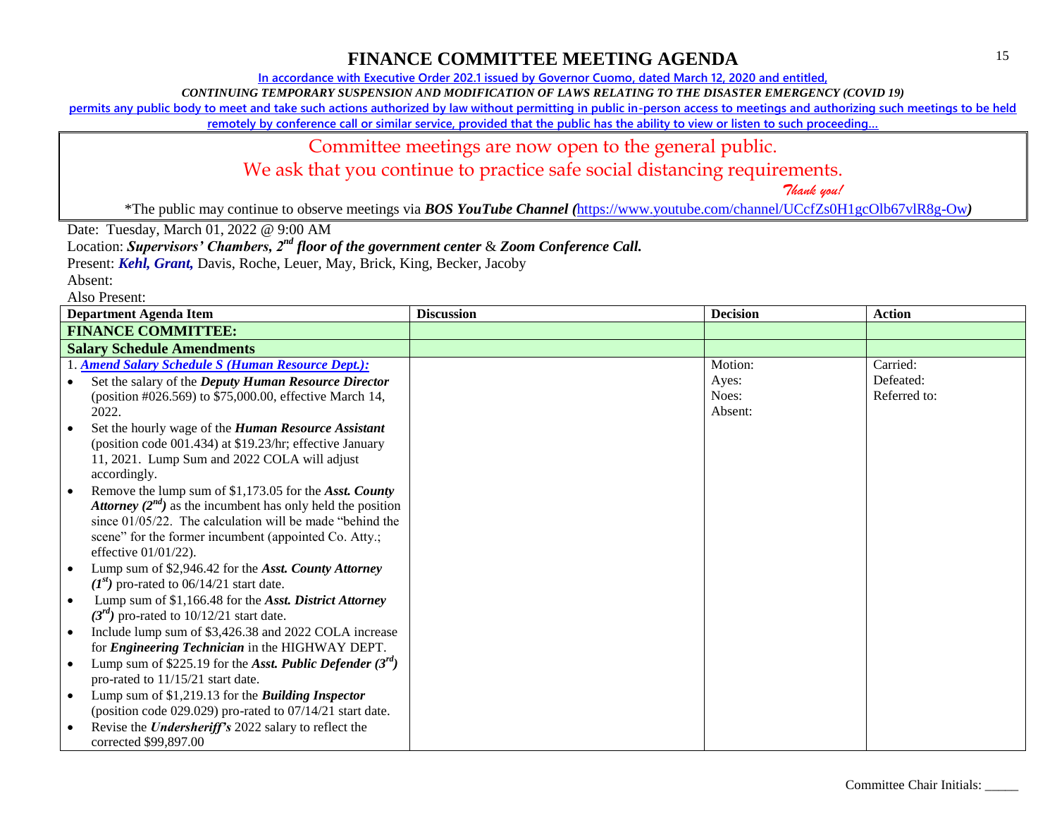# FINANCE COMMITTEE MEETING AGENDA

**In accordance with Executive Order 202.1 issued by Governor Cuomo, dated March 12, 2020 and entitled,**

***CONTINUING TEMPORARY SUSPENSION AND MODIFICATION OF LAWS RELATING TO THE DISASTER EMERGENCY (COVID 19)***

**permits any public body to meet and take such actions authorized by law without permitting in public in-person access to meetings and authorizing such meetings to be held remotely by conference call or similar service, provided that the public has the ability to view or listen to such proceeding…**

Committee meetings are now open to the general public.

We ask that you continue to practice safe social distancing requirements.

*Thank you!*

*The public may continue to observe meetings via ***BOS YouTube Channel (***https://www.youtube.com/channel/UCcfZs0H1gcOlb67vlR8g-Ow***)***

Date: Tuesday, March 01, 2022 @ 9:00 AM

Location: ***Supervisors' Chambers, 2nd floor of the government center*** & ***Zoom Conference Call.***

Present: ***Kehl, Grant,*** Davis, Roche, Leuer, May, Brick, King, Becker, Jacoby

Absent:

Also Present:

| Department Agenda Item | Discussion | Decision | Action |
|---|---|---|---|
| **FINANCE COMMITTEE:** | | | |
| **Salary Schedule Amendments** | | | |
| 1. ***Amend Salary Schedule S (Human Resource Dept.):***<br>• Set the salary of the ***Deputy Human Resource Director*** (position #026.569) to $75,000.00, effective March 14, 2022.<br>• Set the hourly wage of the ***Human Resource Assistant*** (position code 001.434) at $19.23/hr; effective January 11, 2021. Lump Sum and 2022 COLA will adjust accordingly.<br>• Remove the lump sum of $1,173.05 for the ***Asst. County Attorney (2nd)*** as the incumbent has only held the position since 01/05/22. The calculation will be made "behind the scene" for the former incumbent (appointed Co. Atty.; effective 01/01/22).<br>• Lump sum of $2,946.42 for the ***Asst. County Attorney (1st)*** pro-rated to 06/14/21 start date.<br>• Lump sum of $1,166.48 for the ***Asst. District Attorney (3rd)*** pro-rated to 10/12/21 start date.<br>• Include lump sum of $3,426.38 and 2022 COLA increase for ***Engineering Technician*** in the HIGHWAY DEPT.<br>• Lump sum of $225.19 for the ***Asst. Public Defender (3rd)*** pro-rated to 11/15/21 start date.<br>• Lump sum of $1,219.13 for the ***Building Inspector*** (position code 029.029) pro-rated to 07/14/21 start date.<br>• Revise the ***Undersheriff's*** 2022 salary to reflect the corrected $99,897.00 | | Motion:<br>Ayes:<br>Noes:<br>Absent: | Carried:<br>Defeated:<br>Referred to: |

Committee Chair Initials: _____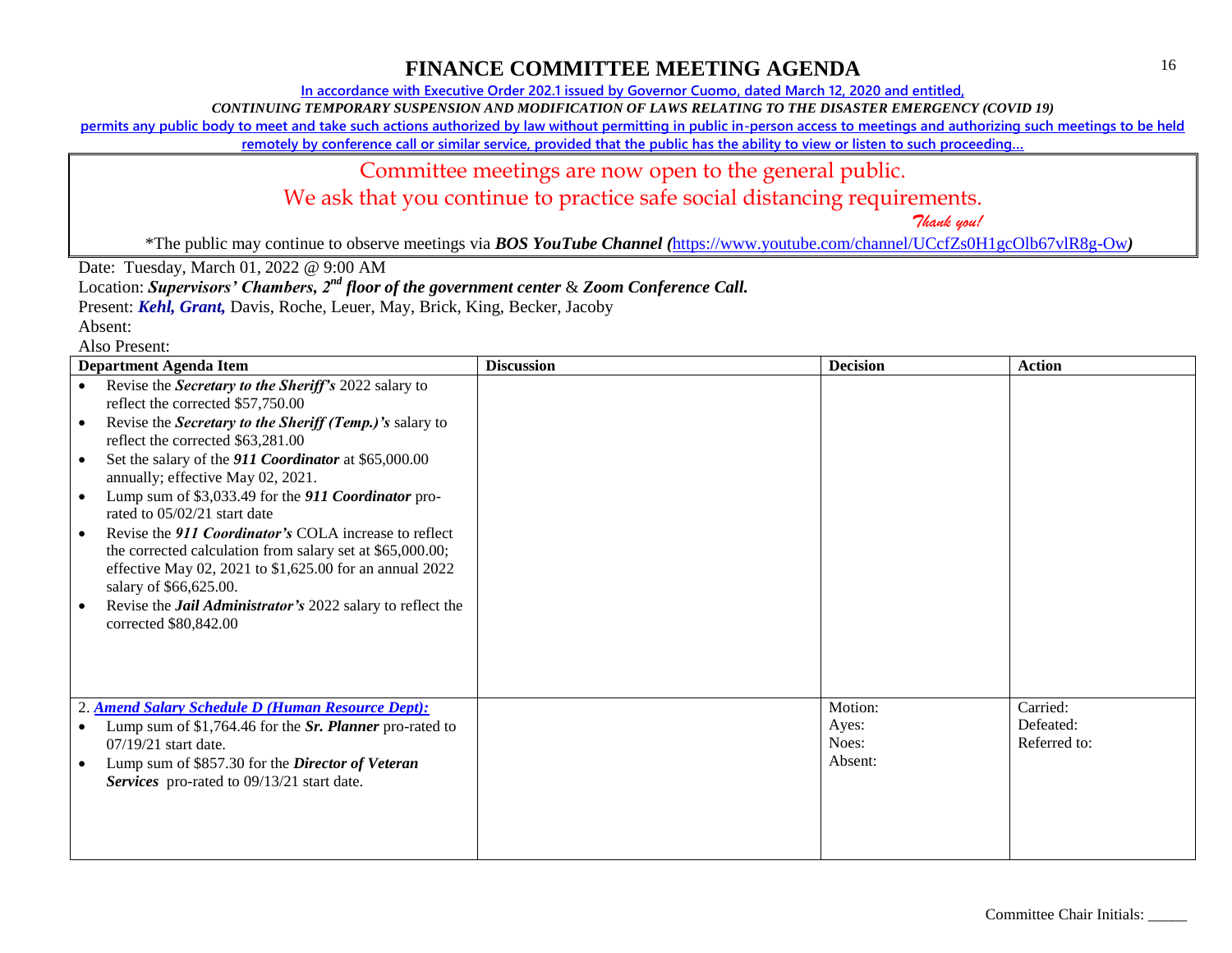# FINANCE COMMITTEE MEETING AGENDA

In accordance with Executive Order 202.1 issued by Governor Cuomo, dated March 12, 2020 and entitled,

*CONTINUING TEMPORARY SUSPENSION AND MODIFICATION OF LAWS RELATING TO THE DISASTER EMERGENCY (COVID 19)*

permits any public body to meet and take such actions authorized by law without permitting in public in-person access to meetings and authorizing such meetings to be held remotely by conference call or similar service, provided that the public has the ability to view or listen to such proceeding…

Committee meetings are now open to the general public.

We ask that you continue to practice safe social distancing requirements.

*Thank you!*

*The public may continue to observe meetings via ***BOS YouTube Channel*** *(*https://www.youtube.com/channel/UCcfZs0H1gcOlb67vlR8g-Ow*)*

Date: Tuesday, March 01, 2022 @ 9:00 AM

Location: ***Supervisors' Chambers, 2nd floor of the government center*** & ***Zoom Conference Call.***

Present: ***Kehl, Grant,*** Davis, Roche, Leuer, May, Brick, King, Becker, Jacoby

Absent:

Also Present:

| Department Agenda Item | Discussion | Decision | Action |
|---|---|---|---|
| • Revise the ***Secretary to the Sheriff's*** 2022 salary to reflect the corrected $57,750.00<br>• Revise the ***Secretary to the Sheriff (Temp.)'s*** salary to reflect the corrected $63,281.00<br>• Set the salary of the ***911 Coordinator*** at $65,000.00 annually; effective May 02, 2021.<br>• Lump sum of $3,033.49 for the ***911 Coordinator*** pro-rated to 05/02/21 start date<br>• Revise the ***911 Coordinator's*** COLA increase to reflect the corrected calculation from salary set at $65,000.00; effective May 02, 2021 to $1,625.00 for an annual 2022 salary of $66,625.00.<br>• Revise the ***Jail Administrator's*** 2022 salary to reflect the corrected $80,842.00 | | | |
| 2. ***Amend Salary Schedule D (Human Resource Dept):***<br>• Lump sum of $1,764.46 for the ***Sr. Planner*** pro-rated to 07/19/21 start date.<br>• Lump sum of $857.30 for the ***Director of Veteran Services*** pro-rated to 09/13/21 start date. | | Motion:<br>Ayes:<br>Noes:<br>Absent: | Carried:<br>Defeated:<br>Referred to: |

Committee Chair Initials: _____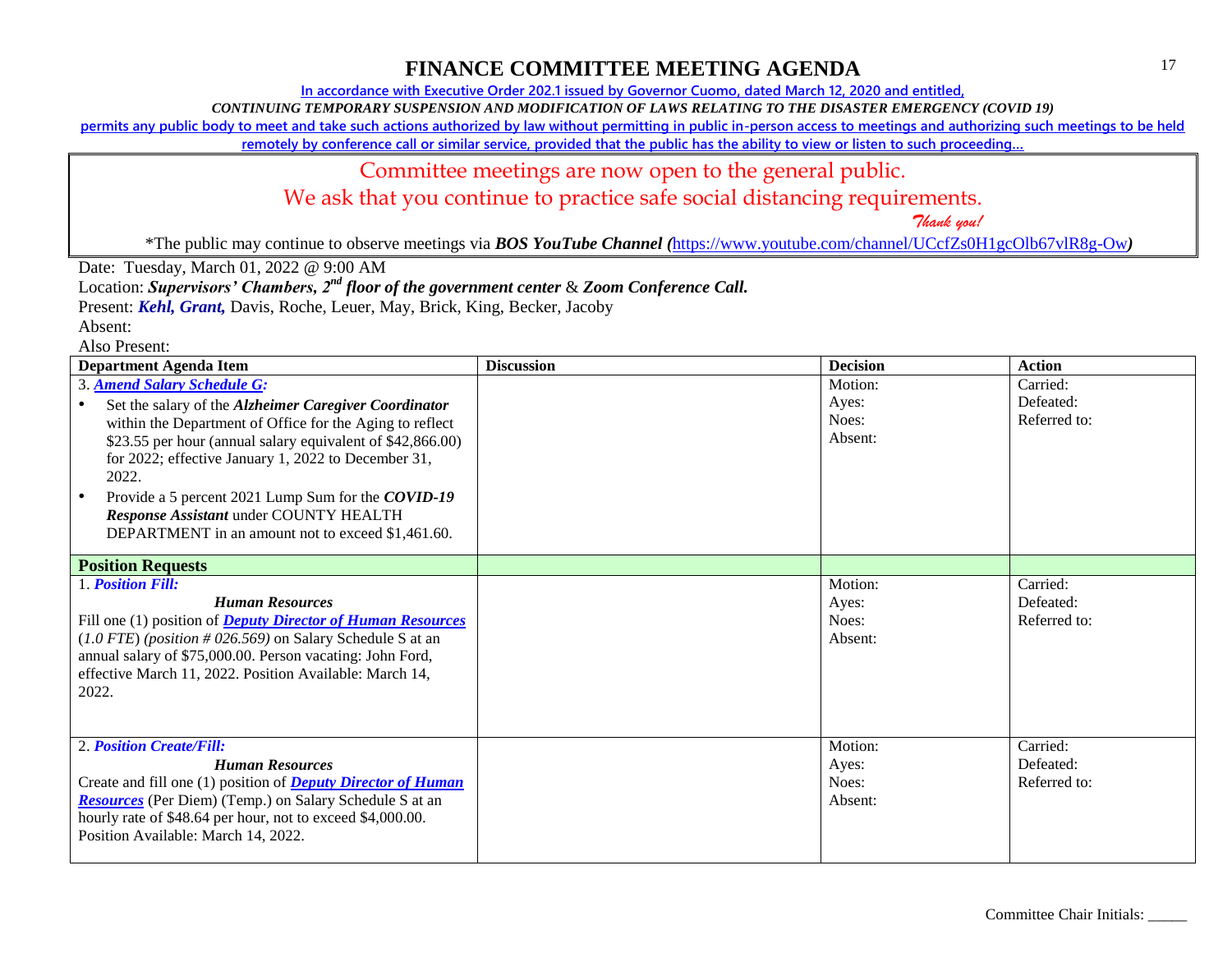# FINANCE COMMITTEE MEETING AGENDA

In accordance with Executive Order 202.1 issued by Governor Cuomo, dated March 12, 2020 and entitled,

*CONTINUING TEMPORARY SUSPENSION AND MODIFICATION OF LAWS RELATING TO THE DISASTER EMERGENCY (COVID 19)*

permits any public body to meet and take such actions authorized by law without permitting in public in-person access to meetings and authorizing such meetings to be held remotely by conference call or similar service, provided that the public has the ability to view or listen to such proceeding…

Committee meetings are now open to the general public.

We ask that you continue to practice safe social distancing requirements.

*Thank you!*

*The public may continue to observe meetings via ***BOS YouTube Channel*** (https://www.youtube.com/channel/UCcfZs0H1gcOlb67vlR8g-Ow)

Date: Tuesday, March 01, 2022 @ 9:00 AM

Location: ***Supervisors' Chambers, 2nd floor of the government center*** & ***Zoom Conference Call.***

Present: ***Kehl, Grant,*** Davis, Roche, Leuer, May, Brick, King, Becker, Jacoby

Absent:

Also Present:

| Department Agenda Item | Discussion | Decision | Action |
|---|---|---|---|
| 3. ***Amend Salary Schedule G:***<br>• Set the salary of the ***Alzheimer Caregiver Coordinator*** within the Department of Office for the Aging to reflect $23.55 per hour (annual salary equivalent of $42,866.00) for 2022; effective January 1, 2022 to December 31, 2022.<br>• Provide a 5 percent 2021 Lump Sum for the ***COVID-19 Response Assistant*** under COUNTY HEALTH DEPARTMENT in an amount not to exceed $1,461.60. | | Motion:<br>Ayes:<br>Noes:<br>Absent: | Carried:<br>Defeated:<br>Referred to: |
| **Position Requests** | | | |
| 1. ***Position Fill:***<br>***Human Resources***<br>Fill one (1) position of ***Deputy Director of Human Resources*** (*1.0 FTE*) *(position # 026.569)* on Salary Schedule S at an annual salary of $75,000.00. Person vacating: John Ford, effective March 11, 2022. Position Available: March 14, 2022. | | Motion:<br>Ayes:<br>Noes:<br>Absent: | Carried:<br>Defeated:<br>Referred to: |
| 2. ***Position Create/Fill:***<br>***Human Resources***<br>Create and fill one (1) position of ***Deputy Director of Human Resources*** (Per Diem) (Temp.) on Salary Schedule S at an hourly rate of $48.64 per hour, not to exceed $4,000.00. Position Available: March 14, 2022. | | Motion:<br>Ayes:<br>Noes:<br>Absent: | Carried:<br>Defeated:<br>Referred to: |

Committee Chair Initials: _____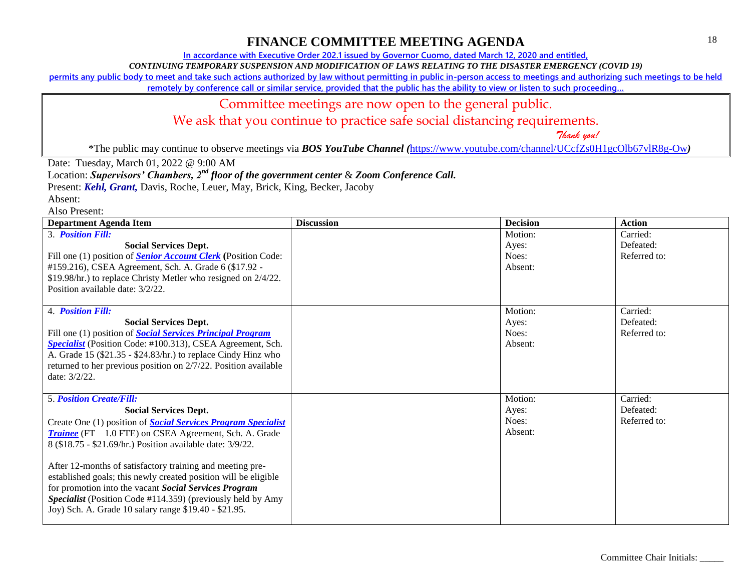# FINANCE COMMITTEE MEETING AGENDA

In accordance with Executive Order 202.1 issued by Governor Cuomo, dated March 12, 2020 and entitled,

*CONTINUING TEMPORARY SUSPENSION AND MODIFICATION OF LAWS RELATING TO THE DISASTER EMERGENCY (COVID 19)*

permits any public body to meet and take such actions authorized by law without permitting in public in-person access to meetings and authorizing such meetings to be held remotely by conference call or similar service, provided that the public has the ability to view or listen to such proceeding…

Committee meetings are now open to the general public.

We ask that you continue to practice safe social distancing requirements.

*Thank you!*

*The public may continue to observe meetings via ***BOS YouTube Channel (***https://www.youtube.com/channel/UCcfZs0H1gcOlb67vlR8g-Ow***)***

Date: Tuesday, March 01, 2022 @ 9:00 AM

Location: ***Supervisors' Chambers, 2nd floor of the government center*** & ***Zoom Conference Call.***

Present: ***Kehl, Grant,*** Davis, Roche, Leuer, May, Brick, King, Becker, Jacoby

Absent:

Also Present:

| Department Agenda Item | Discussion | Decision | Action |
|---|---|---|---|
| 3. ***Position Fill:***<br>**Social Services Dept.**<br>Fill one (1) position of ***Senior Account Clerk*** **(**Position Code: #159.216), CSEA Agreement, Sch. A. Grade 6 ($17.92 - $19.98/hr.) to replace Christy Metler who resigned on 2/4/22. Position available date: 3/2/22. | | Motion:<br>Ayes:<br>Noes:<br>Absent: | Carried:<br>Defeated:<br>Referred to: |
| 4. ***Position Fill:***<br>**Social Services Dept.**<br>Fill one (1) position of ***Social Services Principal Program Specialist*** (Position Code: #100.313), CSEA Agreement, Sch. A. Grade 15 ($21.35 - $24.83/hr.) to replace Cindy Hinz who returned to her previous position on 2/7/22. Position available date: 3/2/22. | | Motion:<br>Ayes:<br>Noes:<br>Absent: | Carried:<br>Defeated:<br>Referred to: |
| 5. ***Position Create/Fill:***<br>**Social Services Dept.**<br>Create One (1) position of ***Social Services Program Specialist Trainee*** (FT – 1.0 FTE) on CSEA Agreement, Sch. A. Grade 8 ($18.75 - $21.69/hr.) Position available date: 3/9/22.<br><br>After 12-months of satisfactory training and meeting pre-established goals; this newly created position will be eligible for promotion into the vacant ***Social Services Program Specialist*** (Position Code #114.359) (previously held by Amy Joy) Sch. A. Grade 10 salary range $19.40 - $21.95. | | Motion:<br>Ayes:<br>Noes:<br>Absent: | Carried:<br>Defeated:<br>Referred to: |

Committee Chair Initials: _____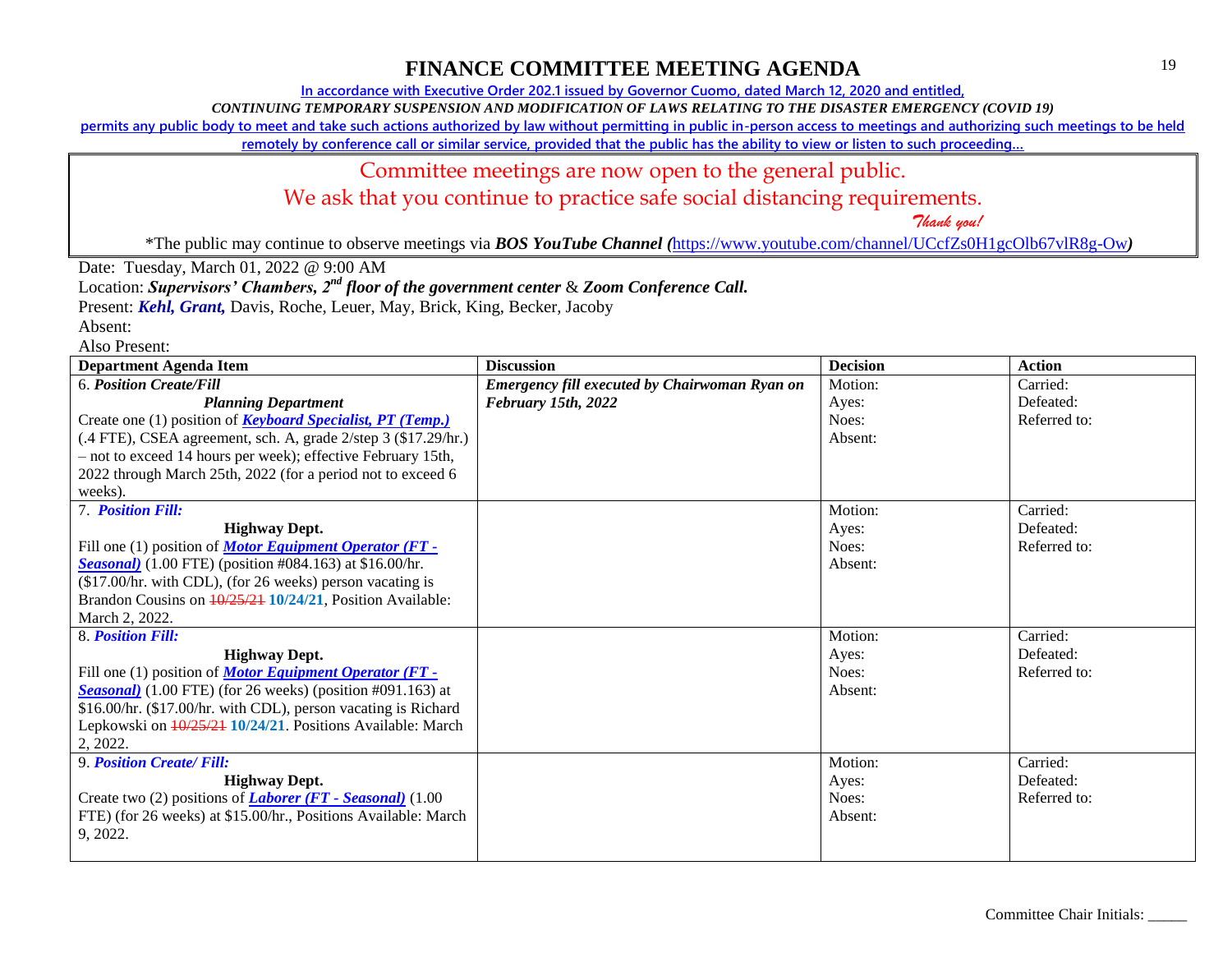# FINANCE COMMITTEE MEETING AGENDA

In accordance with Executive Order 202.1 issued by Governor Cuomo, dated March 12, 2020 and entitled,

*CONTINUING TEMPORARY SUSPENSION AND MODIFICATION OF LAWS RELATING TO THE DISASTER EMERGENCY (COVID 19)*

permits any public body to meet and take such actions authorized by law without permitting in public in-person access to meetings and authorizing such meetings to be held remotely by conference call or similar service, provided that the public has the ability to view or listen to such proceeding…

Committee meetings are now open to the general public.

We ask that you continue to practice safe social distancing requirements.

*Thank you!*

*The public may continue to observe meetings via ***BOS YouTube Channel*** *(*https://www.youtube.com/channel/UCcfZs0H1gcOlb67vlR8g-Ow*)*

Date: Tuesday, March 01, 2022 @ 9:00 AM

Location: ***Supervisors' Chambers, 2nd floor of the government center*** & ***Zoom Conference Call.***

Present: ***Kehl, Grant,*** Davis, Roche, Leuer, May, Brick, King, Becker, Jacoby

Absent:

Also Present:

| Department Agenda Item | Discussion | Decision | Action |
|---|---|---|---|
| 6. ***Position Create/Fill*** <br> ***Planning Department*** <br> Create one (1) position of ***Keyboard Specialist, PT (Temp.)*** (.4 FTE), CSEA agreement, sch. A, grade 2/step 3 ($17.29/hr.) – not to exceed 14 hours per week); effective February 15th, 2022 through March 25th, 2022 (for a period not to exceed 6 weeks). | ***Emergency fill executed by Chairwoman Ryan on February 15th, 2022*** | Motion: <br> Ayes: <br> Noes: <br> Absent: | Carried: <br> Defeated: <br> Referred to: |
| 7. ***Position Fill:*** <br> **Highway Dept.** <br> Fill one (1) position of ***Motor Equipment Operator (FT - Seasonal)*** (1.00 FTE) (position #084.163) at $16.00/hr. ($17.00/hr. with CDL), (for 26 weeks) person vacating is Brandon Cousins on ~~10/25/21~~ **10/24/21**, Position Available: March 2, 2022. | | Motion: <br> Ayes: <br> Noes: <br> Absent: | Carried: <br> Defeated: <br> Referred to: |
| 8. ***Position Fill:*** <br> **Highway Dept.** <br> Fill one (1) position of ***Motor Equipment Operator (FT - Seasonal)*** (1.00 FTE) (for 26 weeks) (position #091.163) at $16.00/hr. ($17.00/hr. with CDL), person vacating is Richard Lepkowski on ~~10/25/21~~ **10/24/21**. Positions Available: March 2, 2022. | | Motion: <br> Ayes: <br> Noes: <br> Absent: | Carried: <br> Defeated: <br> Referred to: |
| 9. ***Position Create/ Fill:*** <br> **Highway Dept.** <br> Create two (2) positions of ***Laborer (FT - Seasonal)*** (1.00 FTE) (for 26 weeks) at $15.00/hr., Positions Available: March 9, 2022. | | Motion: <br> Ayes: <br> Noes: <br> Absent: | Carried: <br> Defeated: <br> Referred to: |

Committee Chair Initials: _____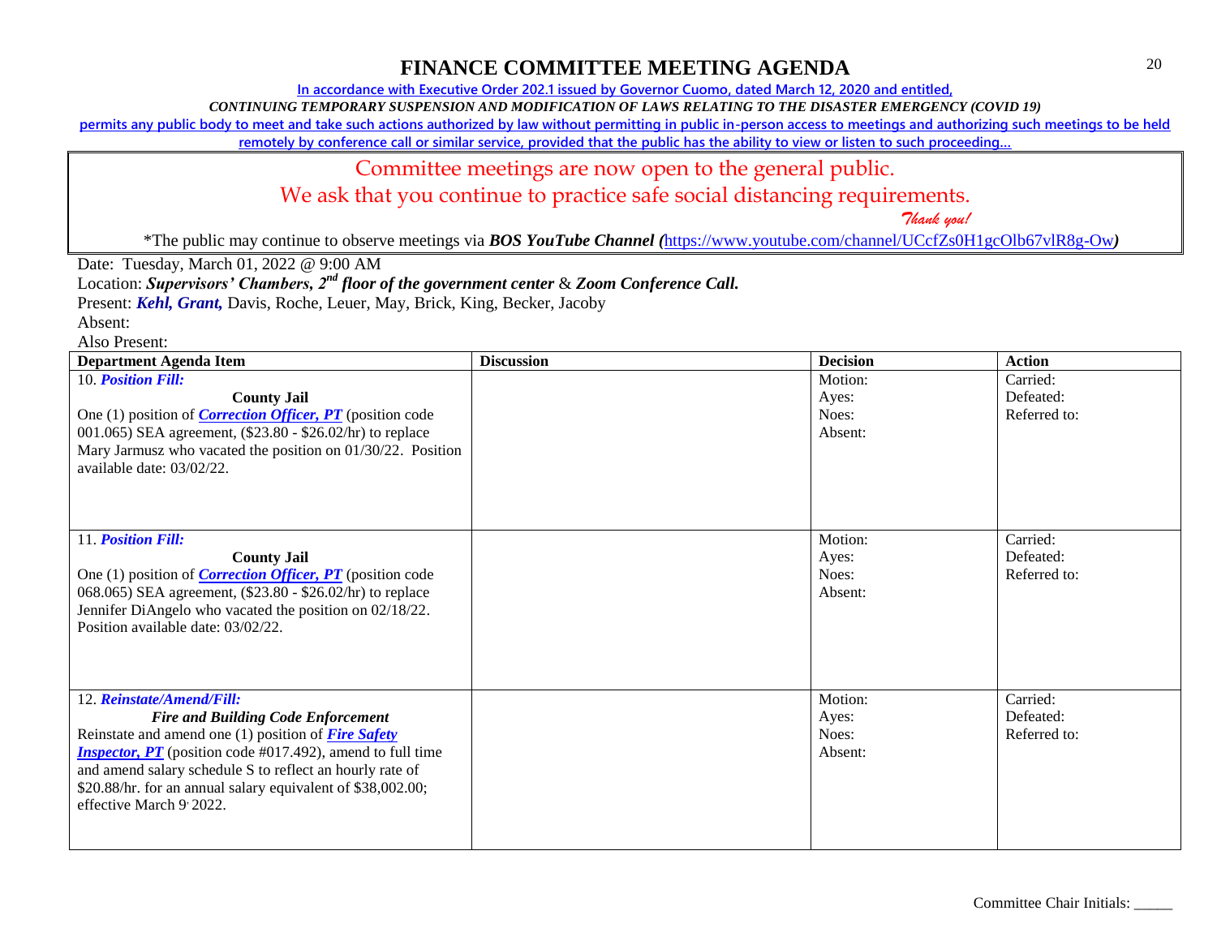# FINANCE COMMITTEE MEETING AGENDA

In accordance with Executive Order 202.1 issued by Governor Cuomo, dated March 12, 2020 and entitled,

*CONTINUING TEMPORARY SUSPENSION AND MODIFICATION OF LAWS RELATING TO THE DISASTER EMERGENCY (COVID 19)*

permits any public body to meet and take such actions authorized by law without permitting in public in-person access to meetings and authorizing such meetings to be held remotely by conference call or similar service, provided that the public has the ability to view or listen to such proceeding…

Committee meetings are now open to the general public.

We ask that you continue to practice safe social distancing requirements.

*Thank you!*

*The public may continue to observe meetings via ***BOS YouTube Channel*** (https://www.youtube.com/channel/UCcfZs0H1gcOlb67vlR8g-Ow)

Date: Tuesday, March 01, 2022 @ 9:00 AM

Location: ***Supervisors' Chambers, 2nd floor of the government center*** & ***Zoom Conference Call.***

Present: ***Kehl, Grant,*** Davis, Roche, Leuer, May, Brick, King, Becker, Jacoby

Absent:

Also Present:

| Department Agenda Item | Discussion | Decision | Action |
|---|---|---|---|
| 10. ***Position Fill:*** <br> **County Jail** <br> One (1) position of ***Correction Officer, PT*** (position code 001.065) SEA agreement, ($23.80 - $26.02/hr) to replace Mary Jarmusz who vacated the position on 01/30/22. Position available date: 03/02/22. | | Motion: <br> Ayes: <br> Noes: <br> Absent: | Carried: <br> Defeated: <br> Referred to: |
| 11. ***Position Fill:*** <br> **County Jail** <br> One (1) position of ***Correction Officer, PT*** (position code 068.065) SEA agreement, ($23.80 - $26.02/hr) to replace Jennifer DiAngelo who vacated the position on 02/18/22. Position available date: 03/02/22. | | Motion: <br> Ayes: <br> Noes: <br> Absent: | Carried: <br> Defeated: <br> Referred to: |
| 12. ***Reinstate/Amend/Fill:*** <br> ***Fire and Building Code Enforcement*** <br> Reinstate and amend one (1) position of ***Fire Safety Inspector, PT*** (position code #017.492), amend to full time and amend salary schedule S to reflect an hourly rate of $20.88/hr. for an annual salary equivalent of $38,002.00; effective March 9, 2022. | | Motion: <br> Ayes: <br> Noes: <br> Absent: | Carried: <br> Defeated: <br> Referred to: |

Committee Chair Initials: _____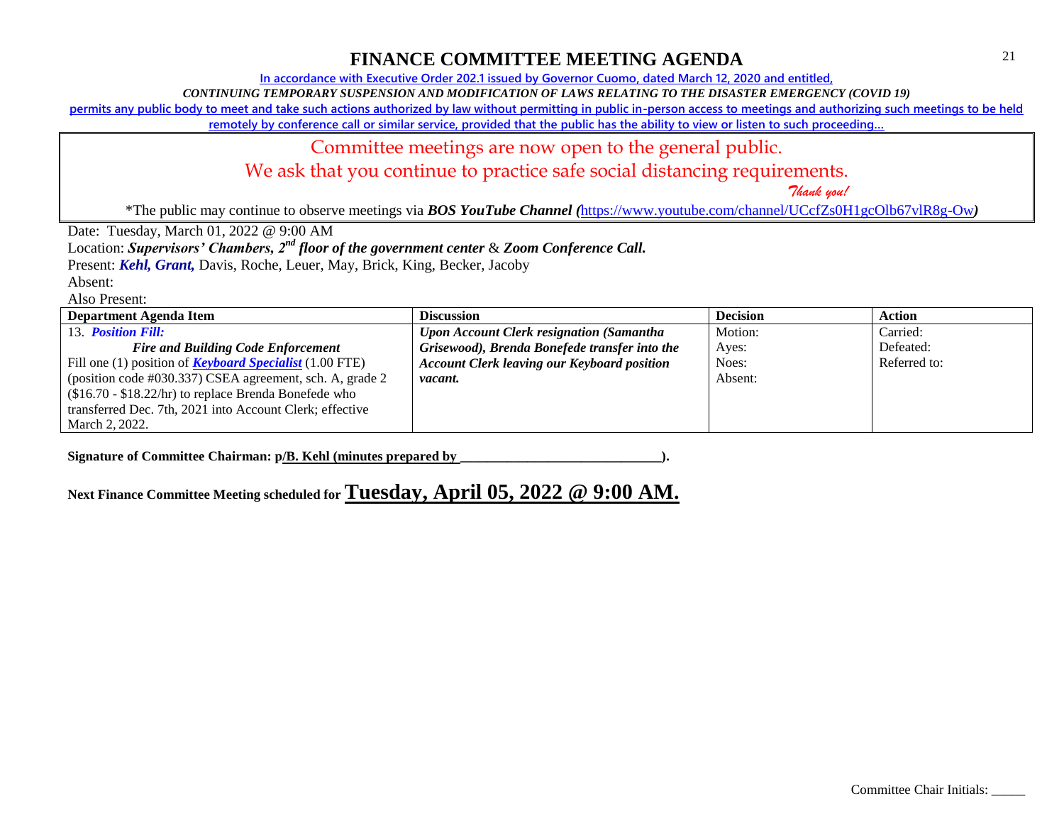# FINANCE COMMITTEE MEETING AGENDA

**In accordance with Executive Order 202.1 issued by Governor Cuomo, dated March 12, 2020 and entitled,**

***CONTINUING TEMPORARY SUSPENSION AND MODIFICATION OF LAWS RELATING TO THE DISASTER EMERGENCY (COVID 19)***

**permits any public body to meet and take such actions authorized by law without permitting in public in-person access to meetings and authorizing such meetings to be held remotely by conference call or similar service, provided that the public has the ability to view or listen to such proceeding…**

Committee meetings are now open to the general public.

We ask that you continue to practice safe social distancing requirements.

*Thank you!*

*The public may continue to observe meetings via ***BOS YouTube Channel (***https://www.youtube.com/channel/UCcfZs0H1gcOlb67vlR8g-Ow***)***

Date: Tuesday, March 01, 2022 @ 9:00 AM

Location: ***Supervisors' Chambers, 2nd floor of the government center*** & ***Zoom Conference Call.***

Present: ***Kehl, Grant,*** Davis, Roche, Leuer, May, Brick, King, Becker, Jacoby

Absent:

Also Present:

| Department Agenda Item | Discussion | Decision | Action |
|---|---|---|---|
| 13. ***Position Fill:*** ***Fire and Building Code Enforcement*** Fill one (1) position of ***Keyboard Specialist*** (1.00 FTE) (position code #030.337) CSEA agreement, sch. A, grade 2 ($16.70 - $18.22/hr) to replace Brenda Bonefede who transferred Dec. 7th, 2021 into Account Clerk; effective March 2, 2022. | ***Upon Account Clerk resignation (Samantha Grisewood), Brenda Bonefede transfer into the Account Clerk leaving our Keyboard position vacant.*** | Motion: Ayes: Noes: Absent: | Carried: Defeated: Referred to: |

**Signature of Committee Chairman: p/B. Kehl (minutes prepared by _____________________________).**

**Next Finance Committee Meeting scheduled for Tuesday, April 05, 2022 @ 9:00 AM.**

Committee Chair Initials: _____